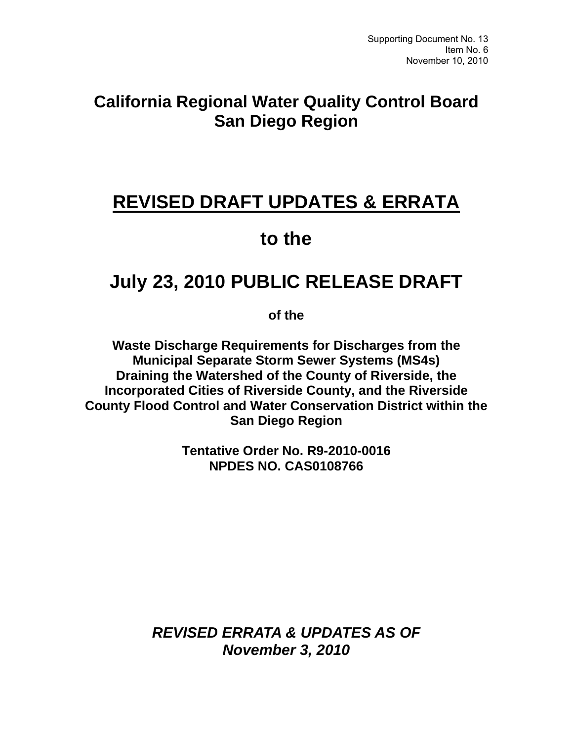Supporting Document No. 13
Item No. 6
November 10, 2010

# California Regional Water Quality Control Board San Diego Region

# <u>REVISED DRAFT UPDATES & ERRATA</u>

# to the

# July 23, 2010 PUBLIC RELEASE DRAFT

**of the**

**Waste Discharge Requirements for Discharges from the Municipal Separate Storm Sewer Systems (MS4s) Draining the Watershed of the County of Riverside, the Incorporated Cities of Riverside County, and the Riverside County Flood Control and Water Conservation District within the San Diego Region**

**Tentative Order No. R9-2010-0016**
**NPDES NO. CAS0108766**

***REVISED ERRATA & UPDATES AS OF November 3, 2010***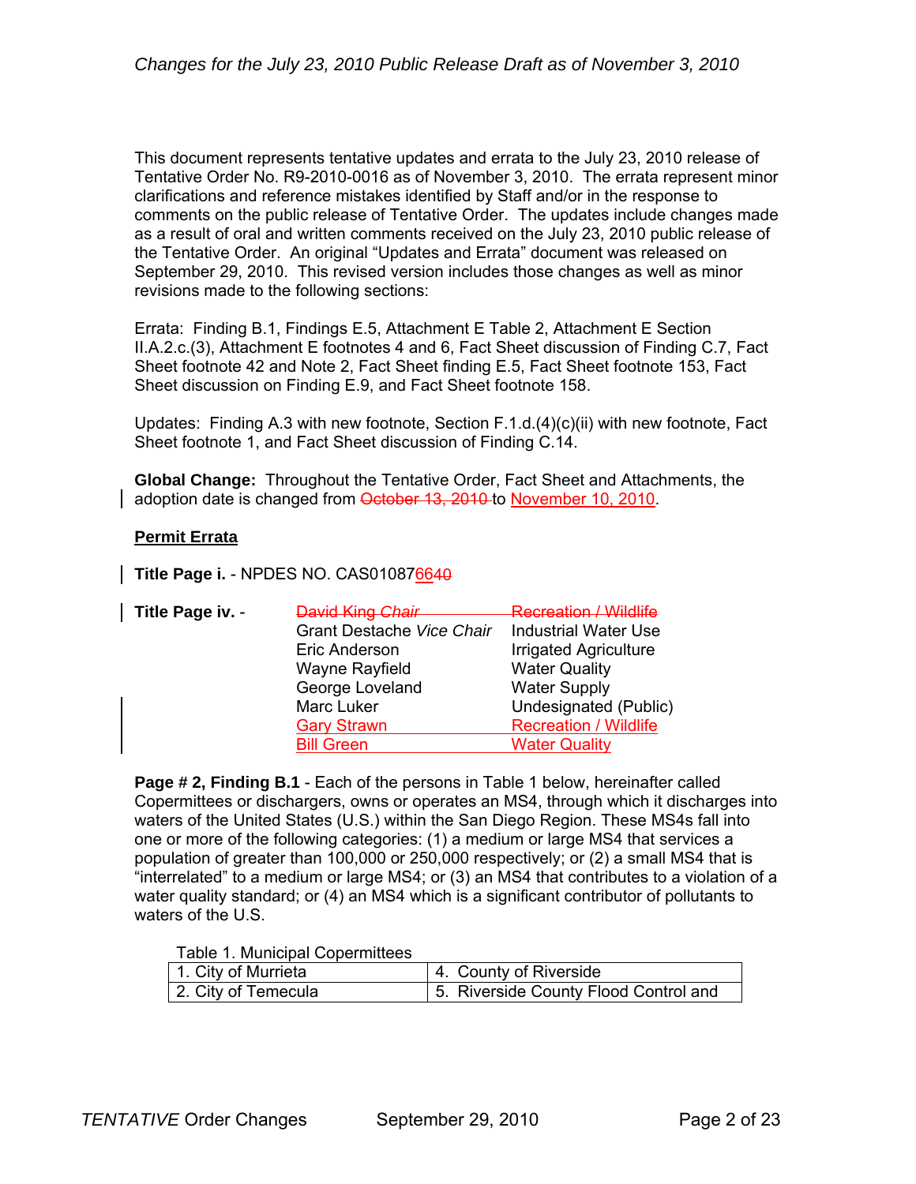*Changes for the July 23, 2010 Public Release Draft as of November 3, 2010*

This document represents tentative updates and errata to the July 23, 2010 release of Tentative Order No. R9-2010-0016 as of November 3, 2010. The errata represent minor clarifications and reference mistakes identified by Staff and/or in the response to comments on the public release of Tentative Order. The updates include changes made as a result of oral and written comments received on the July 23, 2010 public release of the Tentative Order. An original "Updates and Errata" document was released on September 29, 2010. This revised version includes those changes as well as minor revisions made to the following sections:

Errata: Finding B.1, Findings E.5, Attachment E Table 2, Attachment E Section II.A.2.c.(3), Attachment E footnotes 4 and 6, Fact Sheet discussion of Finding C.7, Fact Sheet footnote 42 and Note 2, Fact Sheet finding E.5, Fact Sheet footnote 153, Fact Sheet discussion on Finding E.9, and Fact Sheet footnote 158.

Updates: Finding A.3 with new footnote, Section F.1.d.(4)(c)(ii) with new footnote, Fact Sheet footnote 1, and Fact Sheet discussion of Finding C.14.

**Global Change:** Throughout the Tentative Order, Fact Sheet and Attachments, the adoption date is changed from ~~October 13, 2010~~ to November 10, 2010.

**Permit Errata**

**Title Page i.** - NPDES NO. CAS01087~~40~~6640

**Title Page iv.** -

| | |
|---|---|
| ~~David King *Chair*~~ | ~~Recreation / Wildlife~~ |
| Grant Destache *Vice Chair* | Industrial Water Use |
| Eric Anderson | Irrigated Agriculture |
| Wayne Rayfield | Water Quality |
| George Loveland | Water Supply |
| Marc Luker | Undesignated (Public) |
| Gary Strawn | Recreation / Wildlife |
| Bill Green | Water Quality |

**Page # 2, Finding B.1** - Each of the persons in Table 1 below, hereinafter called Copermittees or dischargers, owns or operates an MS4, through which it discharges into waters of the United States (U.S.) within the San Diego Region. These MS4s fall into one or more of the following categories: (1) a medium or large MS4 that services a population of greater than 100,000 or 250,000 respectively; or (2) a small MS4 that is "interrelated" to a medium or large MS4; or (3) an MS4 that contributes to a violation of a water quality standard; or (4) an MS4 which is a significant contributor of pollutants to waters of the U.S.

Table 1. Municipal Copermittees

| | |
|---|---|
| 1. City of Murrieta | 4. County of Riverside |
| 2. City of Temecula | 5. Riverside County Flood Control and |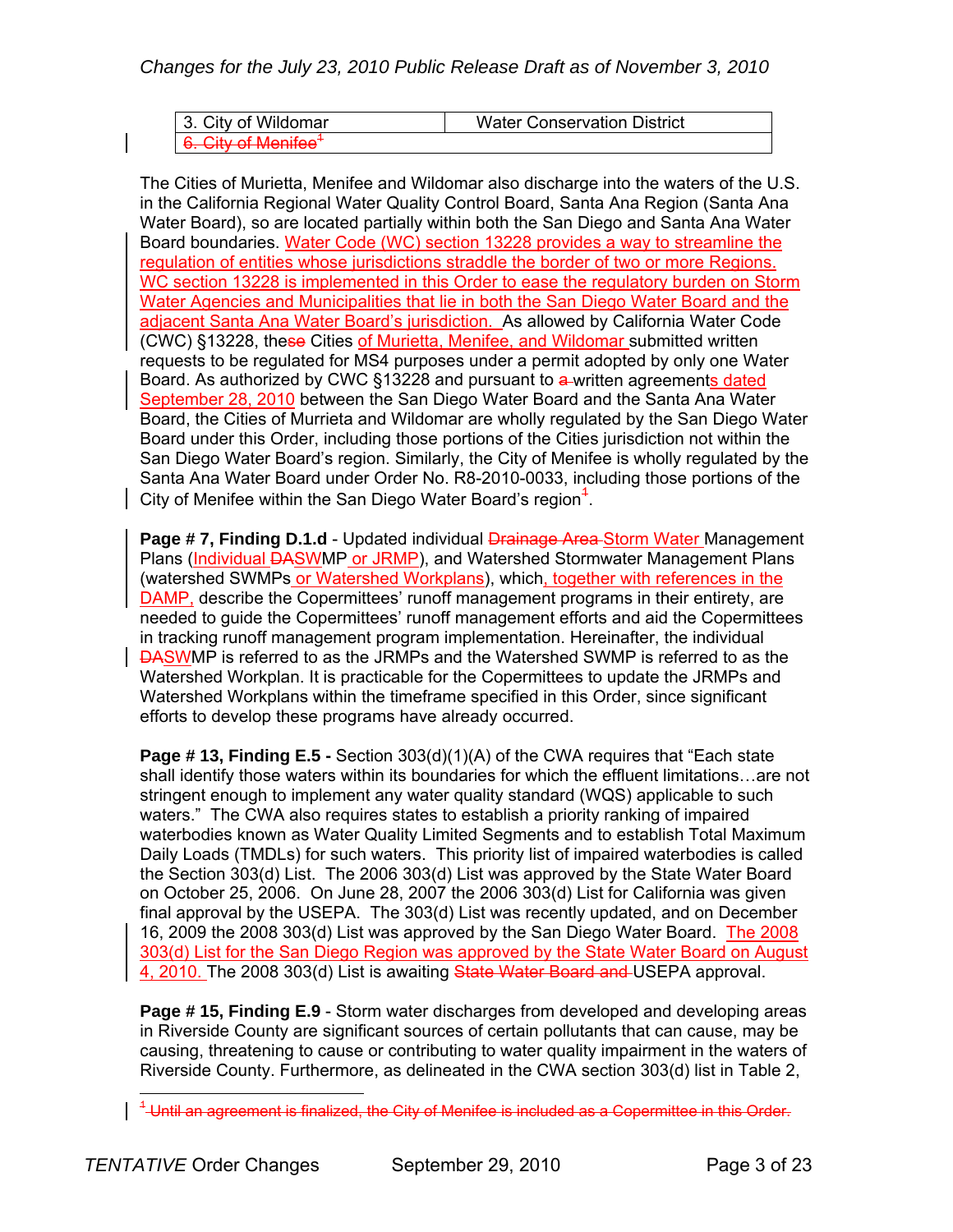| 3. City of Wildomar | Water Conservation District |
|---|---|
| ~~6. City of Menifee[1]~~ | |

The Cities of Murietta, Menifee and Wildomar also discharge into the waters of the U.S. in the California Regional Water Quality Control Board, Santa Ana Region (Santa Ana Water Board), so are located partially within both the San Diego and Santa Ana Water Board boundaries. <u>Water Code (WC) section 13228 provides a way to streamline the regulation of entities whose jurisdictions straddle the border of two or more Regions. WC section 13228 is implemented in this Order to ease the regulatory burden on Storm Water Agencies and Municipalities that lie in both the San Diego Water Board and the adjacent Santa Ana Water Board's jurisdiction.</u> As allowed by California Water Code (CWC) §13228, the~~se~~ Cities <u>of Murietta, Menifee, and Wildomar</u> submitted written requests to be regulated for MS4 purposes under a permit adopted by only one Water Board. As authorized by CWC §13228 and pursuant to ~~a~~ written agreement<u>s dated September 28, 2010</u> between the San Diego Water Board and the Santa Ana Water Board, the Cities of Murrieta and Wildomar are wholly regulated by the San Diego Water Board under this Order, including those portions of the Cities jurisdiction not within the San Diego Water Board's region. Similarly, the City of Menifee is wholly regulated by the Santa Ana Water Board under Order No. R8-2010-0033, including those portions of the City of Menifee within the San Diego Water Board's region~~[1]~~.

**Page # 7, Finding D.1.d** - Updated individual ~~Drainage Area~~ <u>Storm Water</u> Management Plans (<u>Individual</u> ~~DA~~<u>SW</u>MP <u>or JRMP</u>), and Watershed Stormwater Management Plans (watershed SWMPs <u>or Watershed Workplans</u>), which<u>, together with references in the DAMP,</u> describe the Copermittees' runoff management programs in their entirety, are needed to guide the Copermittees' runoff management efforts and aid the Copermittees in tracking runoff management program implementation. Hereinafter, the individual ~~DA~~<u>SW</u>MP is referred to as the JRMPs and the Watershed SWMP is referred to as the Watershed Workplan. It is practicable for the Copermittees to update the JRMPs and Watershed Workplans within the timeframe specified in this Order, since significant efforts to develop these programs have already occurred.

**Page # 13, Finding E.5 -** Section 303(d)(1)(A) of the CWA requires that "Each state shall identify those waters within its boundaries for which the effluent limitations…are not stringent enough to implement any water quality standard (WQS) applicable to such waters." The CWA also requires states to establish a priority ranking of impaired waterbodies known as Water Quality Limited Segments and to establish Total Maximum Daily Loads (TMDLs) for such waters. This priority list of impaired waterbodies is called the Section 303(d) List. The 2006 303(d) List was approved by the State Water Board on October 25, 2006. On June 28, 2007 the 2006 303(d) List for California was given final approval by the USEPA. The 303(d) List was recently updated, and on December 16, 2009 the 2008 303(d) List was approved by the San Diego Water Board. <u>The 2008 303(d) List for the San Diego Region was approved by the State Water Board on August 4, 2010.</u> The 2008 303(d) List is awaiting ~~State Water Board and~~ USEPA approval.

**Page # 15, Finding E.9** - Storm water discharges from developed and developing areas in Riverside County are significant sources of certain pollutants that can cause, may be causing, threatening to cause or contributing to water quality impairment in the waters of Riverside County. Furthermore, as delineated in the CWA section 303(d) list in Table 2,

---

~~[1] Until an agreement is finalized, the City of Menifee is included as a Copermittee in this Order.~~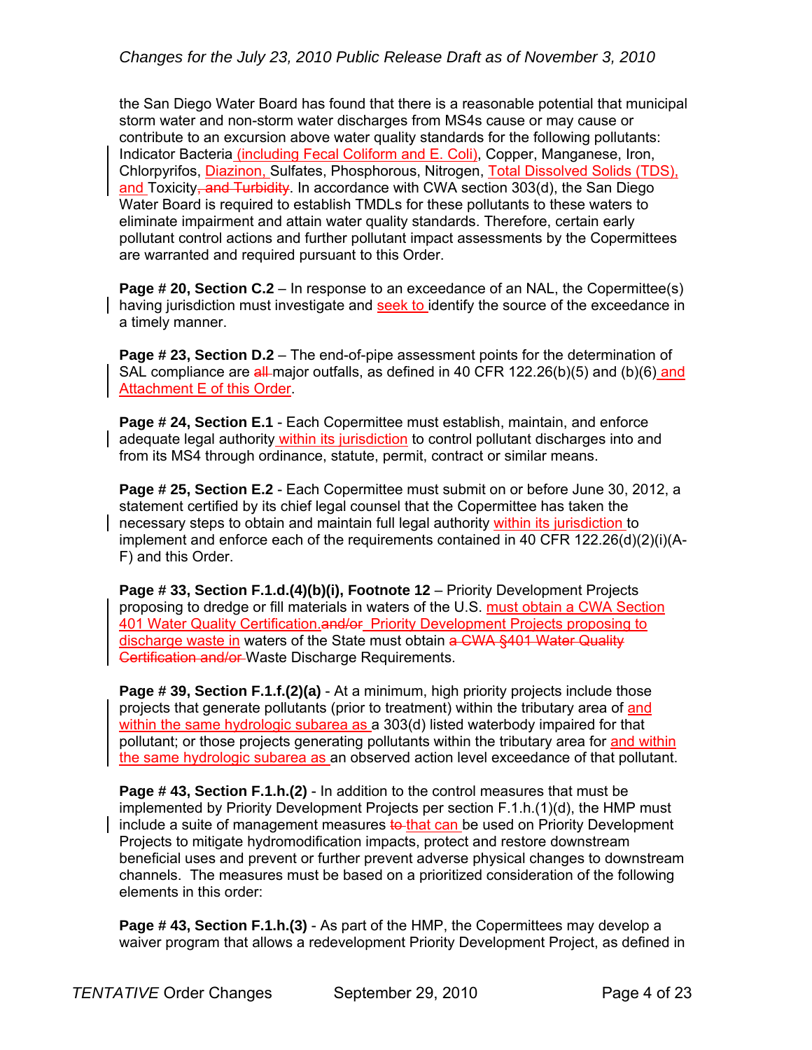the San Diego Water Board has found that there is a reasonable potential that municipal storm water and non-storm water discharges from MS4s cause or may cause or contribute to an excursion above water quality standards for the following pollutants: Indicator Bacteria (including Fecal Coliform and E. Coli), Copper, Manganese, Iron, Chlorpyrifos, Diazinon, Sulfates, Phosphorous, Nitrogen, Total Dissolved Solids (TDS), and Toxicity~~, and Turbidity~~. In accordance with CWA section 303(d), the San Diego Water Board is required to establish TMDLs for these pollutants to these waters to eliminate impairment and attain water quality standards. Therefore, certain early pollutant control actions and further pollutant impact assessments by the Copermittees are warranted and required pursuant to this Order.

**Page # 20, Section C.2** – In response to an exceedance of an NAL, the Copermittee(s) having jurisdiction must investigate and seek to identify the source of the exceedance in a timely manner.

**Page # 23, Section D.2** – The end-of-pipe assessment points for the determination of SAL compliance are ~~all~~ major outfalls, as defined in 40 CFR 122.26(b)(5) and (b)(6) and Attachment E of this Order.

**Page # 24, Section E.1** - Each Copermittee must establish, maintain, and enforce adequate legal authority within its jurisdiction to control pollutant discharges into and from its MS4 through ordinance, statute, permit, contract or similar means.

**Page # 25, Section E.2** - Each Copermittee must submit on or before June 30, 2012, a statement certified by its chief legal counsel that the Copermittee has taken the necessary steps to obtain and maintain full legal authority within its jurisdiction to implement and enforce each of the requirements contained in 40 CFR 122.26(d)(2)(i)(A-F) and this Order.

**Page # 33, Section F.1.d.(4)(b)(i), Footnote 12** – Priority Development Projects proposing to dredge or fill materials in waters of the U.S. must obtain a CWA Section 401 Water Quality Certification.~~and/or~~ Priority Development Projects proposing to discharge waste in waters of the State must obtain ~~a CWA §401 Water Quality Certification and/or~~ Waste Discharge Requirements.

**Page # 39, Section F.1.f.(2)(a)** - At a minimum, high priority projects include those projects that generate pollutants (prior to treatment) within the tributary area of and within the same hydrologic subarea as a 303(d) listed waterbody impaired for that pollutant; or those projects generating pollutants within the tributary area for and within the same hydrologic subarea as an observed action level exceedance of that pollutant.

**Page # 43, Section F.1.h.(2)** - In addition to the control measures that must be implemented by Priority Development Projects per section F.1.h.(1)(d), the HMP must include a suite of management measures ~~to~~ that can be used on Priority Development Projects to mitigate hydromodification impacts, protect and restore downstream beneficial uses and prevent or further prevent adverse physical changes to downstream channels. The measures must be based on a prioritized consideration of the following elements in this order:

**Page # 43, Section F.1.h.(3)** - As part of the HMP, the Copermittees may develop a waiver program that allows a redevelopment Priority Development Project, as defined in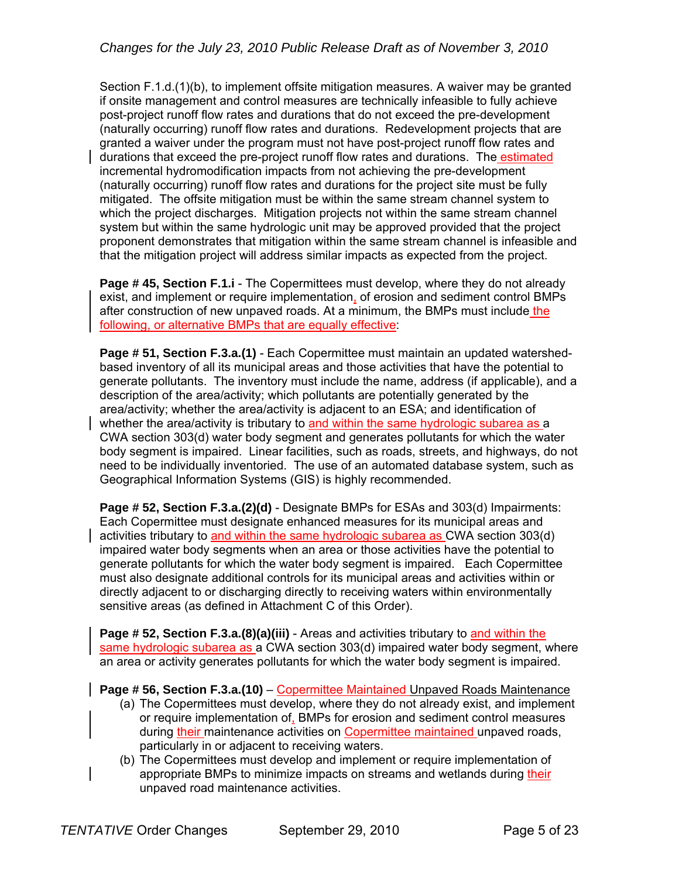Section F.1.d.(1)(b), to implement offsite mitigation measures. A waiver may be granted if onsite management and control measures are technically infeasible to fully achieve post-project runoff flow rates and durations that do not exceed the pre-development (naturally occurring) runoff flow rates and durations. Redevelopment projects that are granted a waiver under the program must not have post-project runoff flow rates and durations that exceed the pre-project runoff flow rates and durations. The estimated incremental hydromodification impacts from not achieving the pre-development (naturally occurring) runoff flow rates and durations for the project site must be fully mitigated. The offsite mitigation must be within the same stream channel system to which the project discharges. Mitigation projects not within the same stream channel system but within the same hydrologic unit may be approved provided that the project proponent demonstrates that mitigation within the same stream channel is infeasible and that the mitigation project will address similar impacts as expected from the project.

**Page # 45, Section F.1.i** - The Copermittees must develop, where they do not already exist, and implement or require implementation, of erosion and sediment control BMPs after construction of new unpaved roads. At a minimum, the BMPs must include the following, or alternative BMPs that are equally effective:

**Page # 51, Section F.3.a.(1)** - Each Copermittee must maintain an updated watershed-based inventory of all its municipal areas and those activities that have the potential to generate pollutants. The inventory must include the name, address (if applicable), and a description of the area/activity; which pollutants are potentially generated by the area/activity; whether the area/activity is adjacent to an ESA; and identification of whether the area/activity is tributary to and within the same hydrologic subarea as a CWA section 303(d) water body segment and generates pollutants for which the water body segment is impaired. Linear facilities, such as roads, streets, and highways, do not need to be individually inventoried. The use of an automated database system, such as Geographical Information Systems (GIS) is highly recommended.

**Page # 52, Section F.3.a.(2)(d)** - Designate BMPs for ESAs and 303(d) Impairments: Each Copermittee must designate enhanced measures for its municipal areas and activities tributary to and within the same hydrologic subarea as CWA section 303(d) impaired water body segments when an area or those activities have the potential to generate pollutants for which the water body segment is impaired. Each Copermittee must also designate additional controls for its municipal areas and activities within or directly adjacent to or discharging directly to receiving waters within environmentally sensitive areas (as defined in Attachment C of this Order).

**Page # 52, Section F.3.a.(8)(a)(iii)** - Areas and activities tributary to and within the same hydrologic subarea as a CWA section 303(d) impaired water body segment, where an area or activity generates pollutants for which the water body segment is impaired.

**Page # 56, Section F.3.a.(10)** – Copermittee Maintained Unpaved Roads Maintenance

(a) The Copermittees must develop, where they do not already exist, and implement or require implementation of, BMPs for erosion and sediment control measures during their maintenance activities on Copermittee maintained unpaved roads, particularly in or adjacent to receiving waters.

(b) The Copermittees must develop and implement or require implementation of appropriate BMPs to minimize impacts on streams and wetlands during their unpaved road maintenance activities.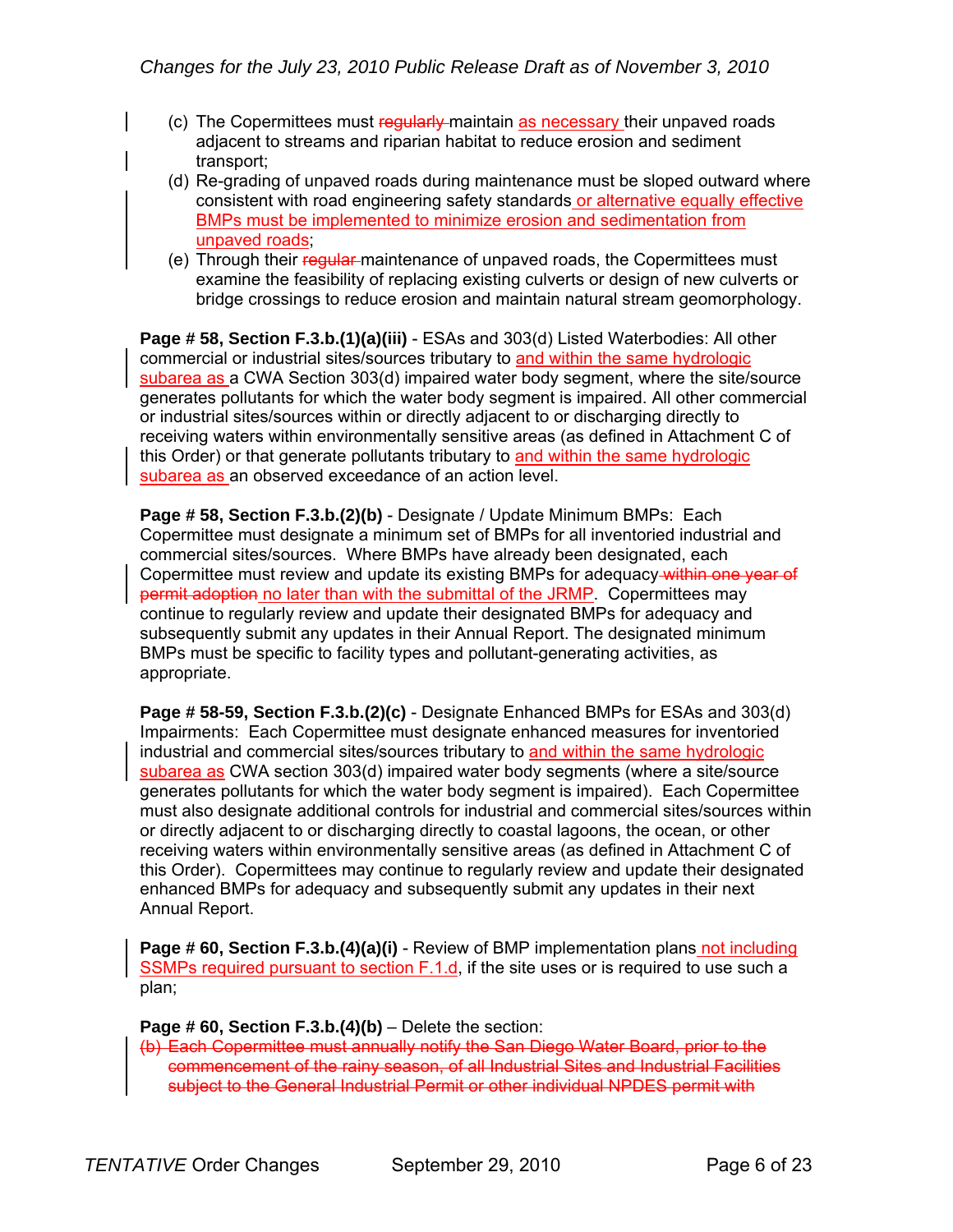(c) The Copermittees must ~~regularly~~ maintain as necessary their unpaved roads adjacent to streams and riparian habitat to reduce erosion and sediment transport;

(d) Re-grading of unpaved roads during maintenance must be sloped outward where consistent with road engineering safety standards or alternative equally effective BMPs must be implemented to minimize erosion and sedimentation from unpaved roads;

(e) Through their ~~regular~~ maintenance of unpaved roads, the Copermittees must examine the feasibility of replacing existing culverts or design of new culverts or bridge crossings to reduce erosion and maintain natural stream geomorphology.

**Page # 58, Section F.3.b.(1)(a)(iii)** - ESAs and 303(d) Listed Waterbodies: All other commercial or industrial sites/sources tributary to and within the same hydrologic subarea as a CWA Section 303(d) impaired water body segment, where the site/source generates pollutants for which the water body segment is impaired. All other commercial or industrial sites/sources within or directly adjacent to or discharging directly to receiving waters within environmentally sensitive areas (as defined in Attachment C of this Order) or that generate pollutants tributary to and within the same hydrologic subarea as an observed exceedance of an action level.

**Page # 58, Section F.3.b.(2)(b)** - Designate / Update Minimum BMPs: Each Copermittee must designate a minimum set of BMPs for all inventoried industrial and commercial sites/sources. Where BMPs have already been designated, each Copermittee must review and update its existing BMPs for adequacy ~~within one year of permit adoption~~ no later than with the submittal of the JRMP. Copermittees may continue to regularly review and update their designated BMPs for adequacy and subsequently submit any updates in their Annual Report. The designated minimum BMPs must be specific to facility types and pollutant-generating activities, as appropriate.

**Page # 58-59, Section F.3.b.(2)(c)** - Designate Enhanced BMPs for ESAs and 303(d) Impairments: Each Copermittee must designate enhanced measures for inventoried industrial and commercial sites/sources tributary to and within the same hydrologic subarea as CWA section 303(d) impaired water body segments (where a site/source generates pollutants for which the water body segment is impaired). Each Copermittee must also designate additional controls for industrial and commercial sites/sources within or directly adjacent to or discharging directly to coastal lagoons, the ocean, or other receiving waters within environmentally sensitive areas (as defined in Attachment C of this Order). Copermittees may continue to regularly review and update their designated enhanced BMPs for adequacy and subsequently submit any updates in their next Annual Report.

**Page # 60, Section F.3.b.(4)(a)(i)** - Review of BMP implementation plans not including SSMPs required pursuant to section F.1.d, if the site uses or is required to use such a plan;

**Page # 60, Section F.3.b.(4)(b)** – Delete the section:

~~(b) Each Copermittee must annually notify the San Diego Water Board, prior to the commencement of the rainy season, of all Industrial Sites and Industrial Facilities subject to the General Industrial Permit or other individual NPDES permit with~~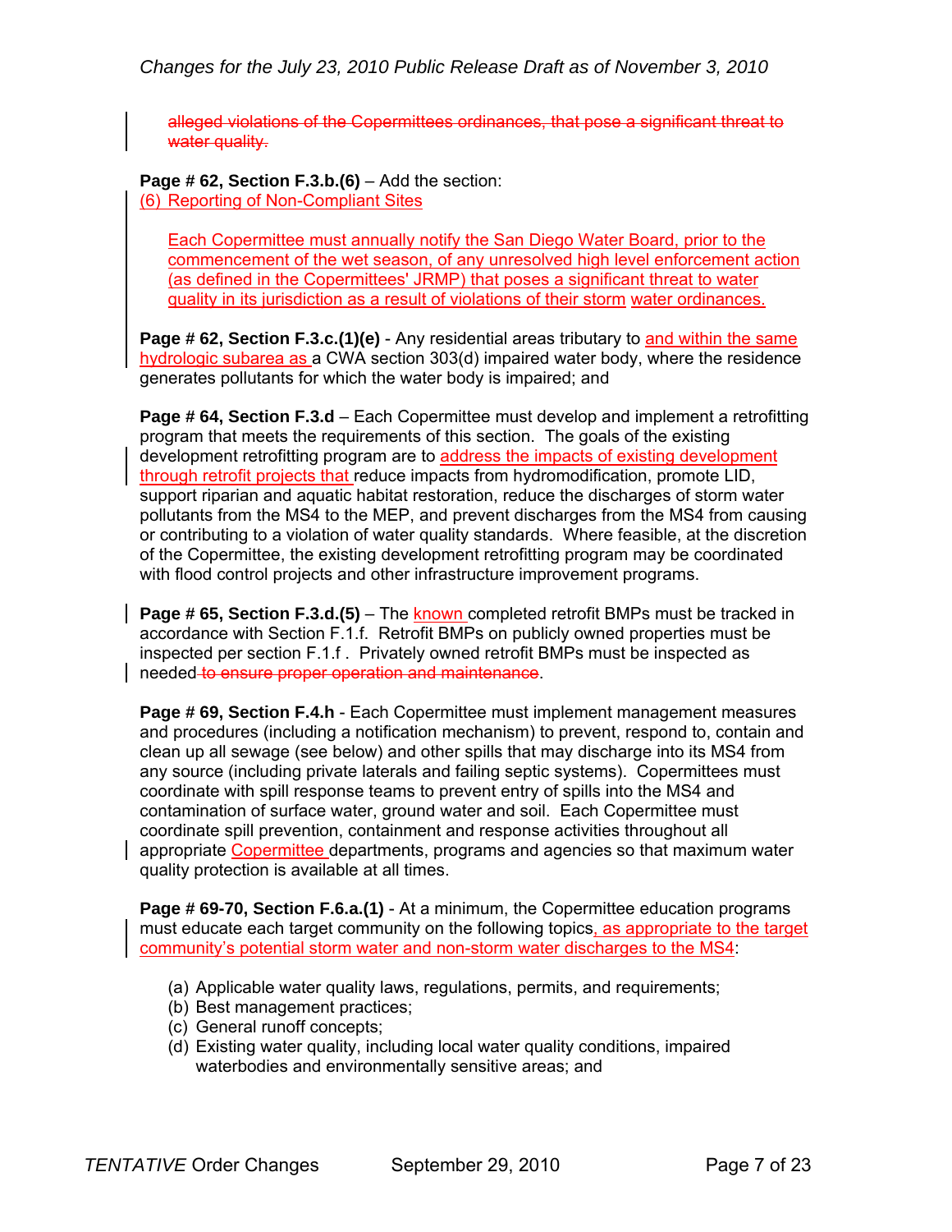~~alleged violations of the Copermittees ordinances, that pose a significant threat to water quality.~~

**Page # 62, Section F.3.b.(6)** – Add the section:
<u>(6) Reporting of Non-Compliant Sites</u>

<u>Each Copermittee must annually notify the San Diego Water Board, prior to the commencement of the wet season, of any unresolved high level enforcement action (as defined in the Copermittees' JRMP) that poses a significant threat to water quality in its jurisdiction as a result of violations of their storm water ordinances.</u>

**Page # 62, Section F.3.c.(1)(e)** - Any residential areas tributary to <u>and within the same hydrologic subarea as</u> a CWA section 303(d) impaired water body, where the residence generates pollutants for which the water body is impaired; and

**Page # 64, Section F.3.d** – Each Copermittee must develop and implement a retrofitting program that meets the requirements of this section. The goals of the existing development retrofitting program are to <u>address the impacts of existing development through retrofit projects that</u> reduce impacts from hydromodification, promote LID, support riparian and aquatic habitat restoration, reduce the discharges of storm water pollutants from the MS4 to the MEP, and prevent discharges from the MS4 from causing or contributing to a violation of water quality standards. Where feasible, at the discretion of the Copermittee, the existing development retrofitting program may be coordinated with flood control projects and other infrastructure improvement programs.

**Page # 65, Section F.3.d.(5)** – The <u>known</u> completed retrofit BMPs must be tracked in accordance with Section F.1.f. Retrofit BMPs on publicly owned properties must be inspected per section F.1.f . Privately owned retrofit BMPs must be inspected as needed ~~to ensure proper operation and maintenance~~.

**Page # 69, Section F.4.h** - Each Copermittee must implement management measures and procedures (including a notification mechanism) to prevent, respond to, contain and clean up all sewage (see below) and other spills that may discharge into its MS4 from any source (including private laterals and failing septic systems). Copermittees must coordinate with spill response teams to prevent entry of spills into the MS4 and contamination of surface water, ground water and soil. Each Copermittee must coordinate spill prevention, containment and response activities throughout all appropriate <u>Copermittee</u> departments, programs and agencies so that maximum water quality protection is available at all times.

**Page # 69-70, Section F.6.a.(1)** - At a minimum, the Copermittee education programs must educate each target community on the following topics<u>, as appropriate to the target community's potential storm water and non-storm water discharges to the MS4</u>:

(a) Applicable water quality laws, regulations, permits, and requirements;
(b) Best management practices;
(c) General runoff concepts;
(d) Existing water quality, including local water quality conditions, impaired waterbodies and environmentally sensitive areas; and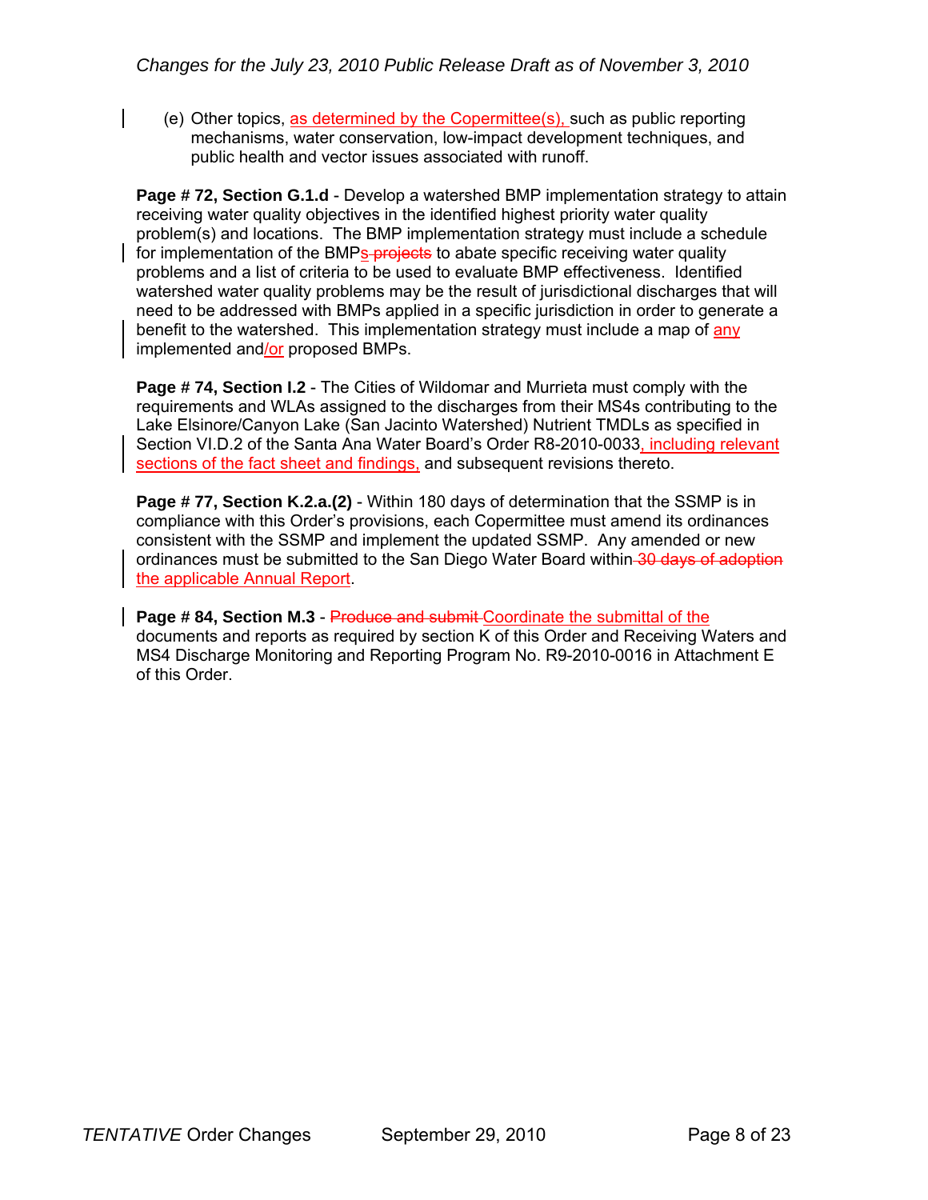(e) Other topics, as determined by the Copermittee(s), such as public reporting mechanisms, water conservation, low-impact development techniques, and public health and vector issues associated with runoff.

**Page # 72, Section G.1.d** - Develop a watershed BMP implementation strategy to attain receiving water quality objectives in the identified highest priority water quality problem(s) and locations. The BMP implementation strategy must include a schedule for implementation of the BMPs ~~projects~~ to abate specific receiving water quality problems and a list of criteria to be used to evaluate BMP effectiveness. Identified watershed water quality problems may be the result of jurisdictional discharges that will need to be addressed with BMPs applied in a specific jurisdiction in order to generate a benefit to the watershed. This implementation strategy must include a map of any implemented and/or proposed BMPs.

**Page # 74, Section I.2** - The Cities of Wildomar and Murrieta must comply with the requirements and WLAs assigned to the discharges from their MS4s contributing to the Lake Elsinore/Canyon Lake (San Jacinto Watershed) Nutrient TMDLs as specified in Section VI.D.2 of the Santa Ana Water Board's Order R8-2010-0033, including relevant sections of the fact sheet and findings, and subsequent revisions thereto.

**Page # 77, Section K.2.a.(2)** - Within 180 days of determination that the SSMP is in compliance with this Order's provisions, each Copermittee must amend its ordinances consistent with the SSMP and implement the updated SSMP. Any amended or new ordinances must be submitted to the San Diego Water Board within ~~30 days of adoption~~ the applicable Annual Report.

**Page # 84, Section M.3** - ~~Produce and submit~~ Coordinate the submittal of the documents and reports as required by section K of this Order and Receiving Waters and MS4 Discharge Monitoring and Reporting Program No. R9-2010-0016 in Attachment E of this Order.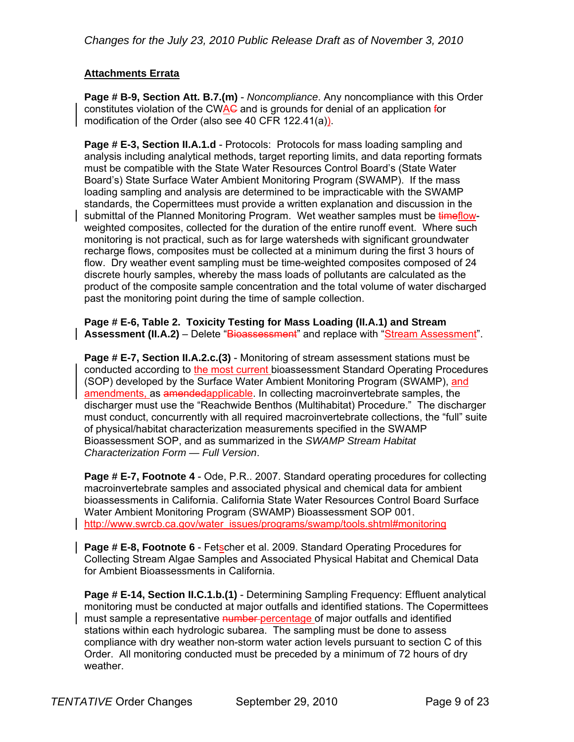*Changes for the July 23, 2010 Public Release Draft as of November 3, 2010*

**Attachments Errata**

**Page # B-9, Section Att. B.7.(m)** - *Noncompliance*. Any noncompliance with this Order constitutes violation of the CWA~~C~~ and is grounds for denial of an application ~~f~~or modification of the Order (also see 40 CFR 122.41(a)).

**Page # E-3, Section II.A.1.d** - Protocols: Protocols for mass loading sampling and analysis including analytical methods, target reporting limits, and data reporting formats must be compatible with the State Water Resources Control Board's (State Water Board's) State Surface Water Ambient Monitoring Program (SWAMP). If the mass loading sampling and analysis are determined to be impracticable with the SWAMP standards, the Copermittees must provide a written explanation and discussion in the submittal of the Planned Monitoring Program. Wet weather samples must be ~~time~~flow-weighted composites, collected for the duration of the entire runoff event. Where such monitoring is not practical, such as for large watersheds with significant groundwater recharge flows, composites must be collected at a minimum during the first 3 hours of flow. Dry weather event sampling must be time-weighted composites composed of 24 discrete hourly samples, whereby the mass loads of pollutants are calculated as the product of the composite sample concentration and the total volume of water discharged past the monitoring point during the time of sample collection.

**Page # E-6, Table 2. Toxicity Testing for Mass Loading (II.A.1) and Stream Assessment (II.A.2)** – Delete "~~Bioassessment~~" and replace with "Stream Assessment".

**Page # E-7, Section II.A.2.c.(3)** - Monitoring of stream assessment stations must be conducted according to the most current bioassessment Standard Operating Procedures (SOP) developed by the Surface Water Ambient Monitoring Program (SWAMP), and amendments, as ~~amended~~applicable. In collecting macroinvertebrate samples, the discharger must use the "Reachwide Benthos (Multihabitat) Procedure." The discharger must conduct, concurrently with all required macroinvertebrate collections, the "full" suite of physical/habitat characterization measurements specified in the SWAMP Bioassessment SOP, and as summarized in the *SWAMP Stream Habitat Characterization Form — Full Version*.

**Page # E-7, Footnote 4** - Ode, P.R.. 2007. Standard operating procedures for collecting macroinvertebrate samples and associated physical and chemical data for ambient bioassessments in California. California State Water Resources Control Board Surface Water Ambient Monitoring Program (SWAMP) Bioassessment SOP 001. http://www.swrcb.ca.gov/water_issues/programs/swamp/tools.shtml#monitoring

**Page # E-8, Footnote 6** - Fetscher et al. 2009. Standard Operating Procedures for Collecting Stream Algae Samples and Associated Physical Habitat and Chemical Data for Ambient Bioassessments in California.

**Page # E-14, Section II.C.1.b.(1)** - Determining Sampling Frequency: Effluent analytical monitoring must be conducted at major outfalls and identified stations. The Copermittees must sample a representative ~~number~~ percentage of major outfalls and identified stations within each hydrologic subarea. The sampling must be done to assess compliance with dry weather non-storm water action levels pursuant to section C of this Order. All monitoring conducted must be preceded by a minimum of 72 hours of dry weather.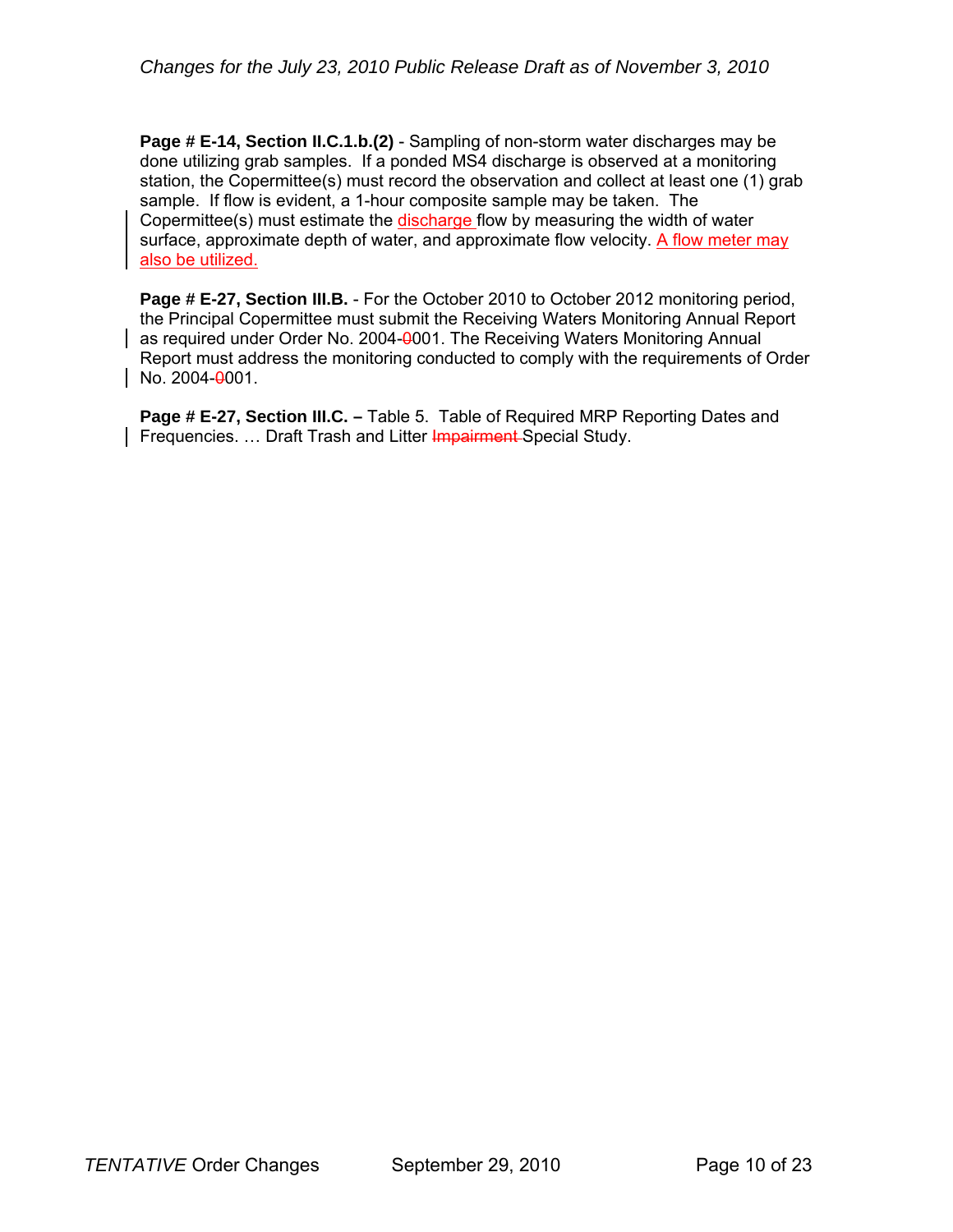**Page # E-14, Section II.C.1.b.(2)** - Sampling of non-storm water discharges may be done utilizing grab samples. If a ponded MS4 discharge is observed at a monitoring station, the Copermittee(s) must record the observation and collect at least one (1) grab sample. If flow is evident, a 1-hour composite sample may be taken. The Copermittee(s) must estimate the <u>discharge</u> flow by measuring the width of water surface, approximate depth of water, and approximate flow velocity. <u>A flow meter may also be utilized.</u>

**Page # E-27, Section III.B.** - For the October 2010 to October 2012 monitoring period, the Principal Copermittee must submit the Receiving Waters Monitoring Annual Report as required under Order No. 2004-~~0~~001. The Receiving Waters Monitoring Annual Report must address the monitoring conducted to comply with the requirements of Order No. 2004-~~0~~001.

**Page # E-27, Section III.C. –** Table 5. Table of Required MRP Reporting Dates and Frequencies. … Draft Trash and Litter ~~Impairment~~ Special Study.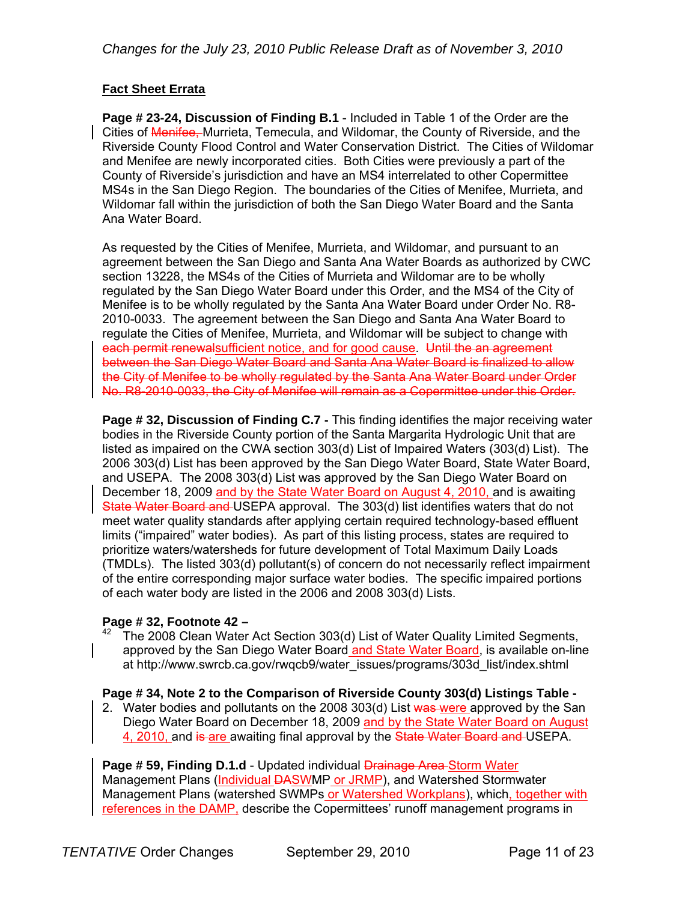**<u>Fact Sheet Errata</u>**

**Page # 23-24, Discussion of Finding B.1** - Included in Table 1 of the Order are the Cities of ~~Menifee,~~ Murrieta, Temecula, and Wildomar, the County of Riverside, and the Riverside County Flood Control and Water Conservation District. The Cities of Wildomar and Menifee are newly incorporated cities. Both Cities were previously a part of the County of Riverside's jurisdiction and have an MS4 interrelated to other Copermittee MS4s in the San Diego Region. The boundaries of the Cities of Menifee, Murrieta, and Wildomar fall within the jurisdiction of both the San Diego Water Board and the Santa Ana Water Board.

As requested by the Cities of Menifee, Murrieta, and Wildomar, and pursuant to an agreement between the San Diego and Santa Ana Water Boards as authorized by CWC section 13228, the MS4s of the Cities of Murrieta and Wildomar are to be wholly regulated by the San Diego Water Board under this Order, and the MS4 of the City of Menifee is to be wholly regulated by the Santa Ana Water Board under Order No. R8-2010-0033. The agreement between the San Diego and Santa Ana Water Board to regulate the Cities of Menifee, Murrieta, and Wildomar will be subject to change with ~~each permit renewal~~<u>sufficient notice, and for good cause</u>. ~~Until the an agreement between the San Diego Water Board and Santa Ana Water Board is finalized to allow the City of Menifee to be wholly regulated by the Santa Ana Water Board under Order No. R8-2010-0033, the City of Menifee will remain as a Copermittee under this Order.~~

**Page # 32, Discussion of Finding C.7 -** This finding identifies the major receiving water bodies in the Riverside County portion of the Santa Margarita Hydrologic Unit that are listed as impaired on the CWA section 303(d) List of Impaired Waters (303(d) List). The 2006 303(d) List has been approved by the San Diego Water Board, State Water Board, and USEPA. The 2008 303(d) List was approved by the San Diego Water Board on December 18, 2009 <u>and by the State Water Board on August 4, 2010,</u> and is awaiting ~~State Water Board and~~ USEPA approval. The 303(d) list identifies waters that do not meet water quality standards after applying certain required technology-based effluent limits ("impaired" water bodies). As part of this listing process, states are required to prioritize waters/watersheds for future development of Total Maximum Daily Loads (TMDLs). The listed 303(d) pollutant(s) of concern do not necessarily reflect impairment of the entire corresponding major surface water bodies. The specific impaired portions of each water body are listed in the 2006 and 2008 303(d) Lists.

**Page # 32, Footnote 42 –**

[42] The 2008 Clean Water Act Section 303(d) List of Water Quality Limited Segments, approved by the San Diego Water Board <u>and State Water Board</u>, is available on-line at http://www.swrcb.ca.gov/rwqcb9/water_issues/programs/303d_list/index.shtml

**Page # 34, Note 2 to the Comparison of Riverside County 303(d) Listings Table -**

2. Water bodies and pollutants on the 2008 303(d) List ~~was~~ <u>were</u> approved by the San Diego Water Board on December 18, 2009 <u>and by the State Water Board on August 4, 2010,</u> and ~~is~~ <u>are</u> awaiting final approval by the ~~State Water Board and~~ USEPA.

**Page # 59, Finding D.1.d** - Updated individual ~~Drainage Area~~ <u>Storm Water</u> Management Plans (<u>Individual</u> ~~DA~~<u>SW</u>MP <u>or JRMP</u>), and Watershed Stormwater Management Plans (watershed SWMPs <u>or Watershed Workplans</u>), which<u>, together with references in the DAMP,</u> describe the Copermittees' runoff management programs in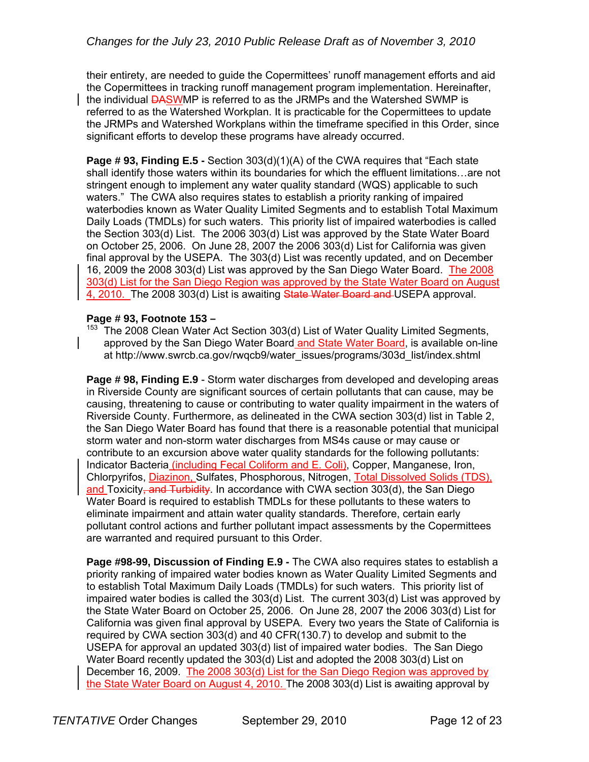their entirety, are needed to guide the Copermittees' runoff management efforts and aid the Copermittees in tracking runoff management program implementation. Hereinafter, the individual ~~DA~~SWMP is referred to as the JRMPs and the Watershed SWMP is referred to as the Watershed Workplan. It is practicable for the Copermittees to update the JRMPs and Watershed Workplans within the timeframe specified in this Order, since significant efforts to develop these programs have already occurred.

**Page # 93, Finding E.5 -** Section 303(d)(1)(A) of the CWA requires that "Each state shall identify those waters within its boundaries for which the effluent limitations…are not stringent enough to implement any water quality standard (WQS) applicable to such waters." The CWA also requires states to establish a priority ranking of impaired waterbodies known as Water Quality Limited Segments and to establish Total Maximum Daily Loads (TMDLs) for such waters. This priority list of impaired waterbodies is called the Section 303(d) List. The 2006 303(d) List was approved by the State Water Board on October 25, 2006. On June 28, 2007 the 2006 303(d) List for California was given final approval by the USEPA. The 303(d) List was recently updated, and on December 16, 2009 the 2008 303(d) List was approved by the San Diego Water Board. The 2008 303(d) List for the San Diego Region was approved by the State Water Board on August 4, 2010. The 2008 303(d) List is awaiting ~~State Water Board and~~ USEPA approval.

**Page # 93, Footnote 153 –**

[153] The 2008 Clean Water Act Section 303(d) List of Water Quality Limited Segments, approved by the San Diego Water Board and State Water Board, is available on-line at http://www.swrcb.ca.gov/rwqcb9/water_issues/programs/303d_list/index.shtml

**Page # 98, Finding E.9** - Storm water discharges from developed and developing areas in Riverside County are significant sources of certain pollutants that can cause, may be causing, threatening to cause or contributing to water quality impairment in the waters of Riverside County. Furthermore, as delineated in the CWA section 303(d) list in Table 2, the San Diego Water Board has found that there is a reasonable potential that municipal storm water and non-storm water discharges from MS4s cause or may cause or contribute to an excursion above water quality standards for the following pollutants: Indicator Bacteria (including Fecal Coliform and E. Coli), Copper, Manganese, Iron, Chlorpyrifos, Diazinon, Sulfates, Phosphorous, Nitrogen, Total Dissolved Solids (TDS), and Toxicity~~, and Turbidity~~. In accordance with CWA section 303(d), the San Diego Water Board is required to establish TMDLs for these pollutants to these waters to eliminate impairment and attain water quality standards. Therefore, certain early pollutant control actions and further pollutant impact assessments by the Copermittees are warranted and required pursuant to this Order.

**Page #98-99, Discussion of Finding E.9 -** The CWA also requires states to establish a priority ranking of impaired water bodies known as Water Quality Limited Segments and to establish Total Maximum Daily Loads (TMDLs) for such waters. This priority list of impaired water bodies is called the 303(d) List. The current 303(d) List was approved by the State Water Board on October 25, 2006. On June 28, 2007 the 2006 303(d) List for California was given final approval by USEPA. Every two years the State of California is required by CWA section 303(d) and 40 CFR(130.7) to develop and submit to the USEPA for approval an updated 303(d) list of impaired water bodies. The San Diego Water Board recently updated the 303(d) List and adopted the 2008 303(d) List on December 16, 2009. The 2008 303(d) List for the San Diego Region was approved by the State Water Board on August 4, 2010. The 2008 303(d) List is awaiting approval by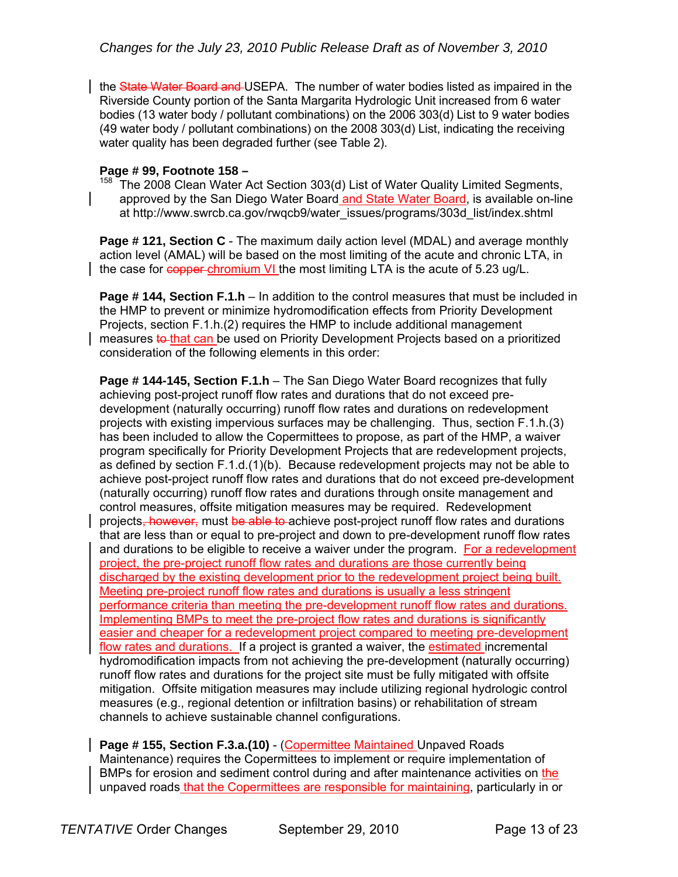the ~~State Water Board and~~ USEPA. The number of water bodies listed as impaired in the Riverside County portion of the Santa Margarita Hydrologic Unit increased from 6 water bodies (13 water body / pollutant combinations) on the 2006 303(d) List to 9 water bodies (49 water body / pollutant combinations) on the 2008 303(d) List, indicating the receiving water quality has been degraded further (see Table 2).

**Page # 99, Footnote 158 –**

[158] The 2008 Clean Water Act Section 303(d) List of Water Quality Limited Segments, approved by the San Diego Water Board <u>and State Water Board</u>, is available on-line at http://www.swrcb.ca.gov/rwqcb9/water_issues/programs/303d_list/index.shtml

**Page # 121, Section C** - The maximum daily action level (MDAL) and average monthly action level (AMAL) will be based on the most limiting of the acute and chronic LTA, in the case for ~~copper~~ <u>chromium VI</u> the most limiting LTA is the acute of 5.23 ug/L.

**Page # 144, Section F.1.h** – In addition to the control measures that must be included in the HMP to prevent or minimize hydromodification effects from Priority Development Projects, section F.1.h.(2) requires the HMP to include additional management measures ~~to~~ <u>that can</u> be used on Priority Development Projects based on a prioritized consideration of the following elements in this order:

**Page # 144-145, Section F.1.h** – The San Diego Water Board recognizes that fully achieving post-project runoff flow rates and durations that do not exceed pre-development (naturally occurring) runoff flow rates and durations on redevelopment projects with existing impervious surfaces may be challenging. Thus, section F.1.h.(3) has been included to allow the Copermittees to propose, as part of the HMP, a waiver program specifically for Priority Development Projects that are redevelopment projects, as defined by section F.1.d.(1)(b). Because redevelopment projects may not be able to achieve post-project runoff flow rates and durations that do not exceed pre-development (naturally occurring) runoff flow rates and durations through onsite management and control measures, offsite mitigation measures may be required. Redevelopment projects~~, however,~~ must ~~be able to~~ achieve post-project runoff flow rates and durations that are less than or equal to pre-project and down to pre-development runoff flow rates and durations to be eligible to receive a waiver under the program. <u>For a redevelopment project, the pre-project runoff flow rates and durations are those currently being discharged by the existing development prior to the redevelopment project being built. Meeting pre-project runoff flow rates and durations is usually a less stringent performance criteria than meeting the pre-development runoff flow rates and durations. Implementing BMPs to meet the pre-project flow rates and durations is significantly easier and cheaper for a redevelopment project compared to meeting pre-development flow rates and durations.</u> If a project is granted a waiver, the <u>estimated</u> incremental hydromodification impacts from not achieving the pre-development (naturally occurring) runoff flow rates and durations for the project site must be fully mitigated with offsite mitigation. Offsite mitigation measures may include utilizing regional hydrologic control measures (e.g., regional detention or infiltration basins) or rehabilitation of stream channels to achieve sustainable channel configurations.

**Page # 155, Section F.3.a.(10)** - (<u>Copermittee Maintained</u> Unpaved Roads Maintenance) requires the Copermittees to implement or require implementation of BMPs for erosion and sediment control during and after maintenance activities on <u>the</u> unpaved roads <u>that the Copermittees are responsible for maintaining</u>, particularly in or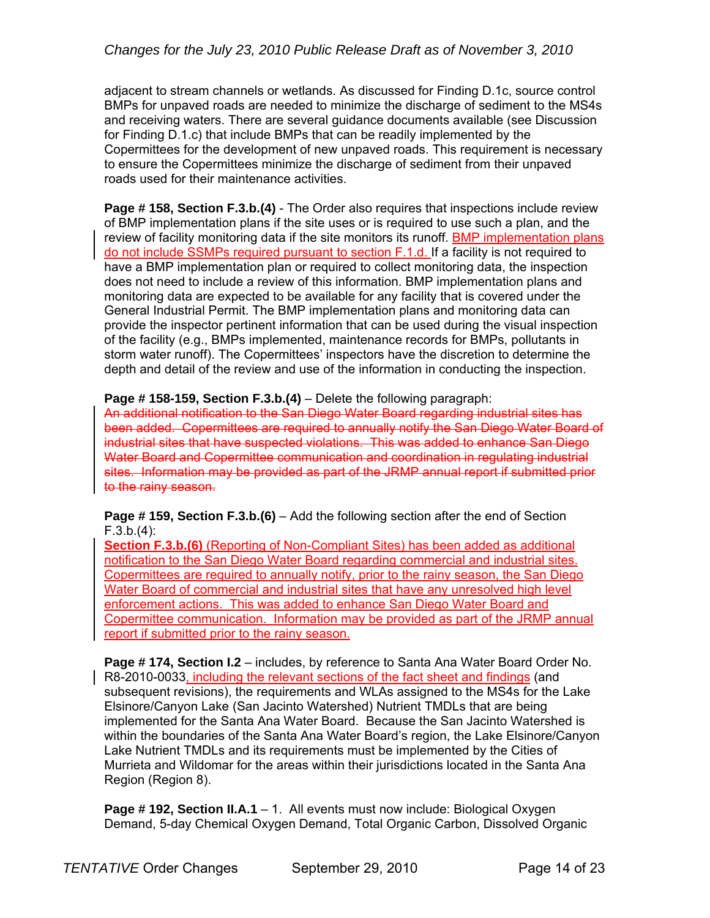adjacent to stream channels or wetlands. As discussed for Finding D.1c, source control BMPs for unpaved roads are needed to minimize the discharge of sediment to the MS4s and receiving waters. There are several guidance documents available (see Discussion for Finding D.1.c) that include BMPs that can be readily implemented by the Copermittees for the development of new unpaved roads. This requirement is necessary to ensure the Copermittees minimize the discharge of sediment from their unpaved roads used for their maintenance activities.

**Page # 158, Section F.3.b.(4)** - The Order also requires that inspections include review of BMP implementation plans if the site uses or is required to use such a plan, and the review of facility monitoring data if the site monitors its runoff. <u>BMP implementation plans do not include SSMPs required pursuant to section F.1.d.</u> If a facility is not required to have a BMP implementation plan or required to collect monitoring data, the inspection does not need to include a review of this information. BMP implementation plans and monitoring data are expected to be available for any facility that is covered under the General Industrial Permit. The BMP implementation plans and monitoring data can provide the inspector pertinent information that can be used during the visual inspection of the facility (e.g., BMPs implemented, maintenance records for BMPs, pollutants in storm water runoff). The Copermittees' inspectors have the discretion to determine the depth and detail of the review and use of the information in conducting the inspection.

**Page # 158-159, Section F.3.b.(4)** – Delete the following paragraph:
~~An additional notification to the San Diego Water Board regarding industrial sites has been added. Copermittees are required to annually notify the San Diego Water Board of industrial sites that have suspected violations. This was added to enhance San Diego Water Board and Copermittee communication and coordination in regulating industrial sites. Information may be provided as part of the JRMP annual report if submitted prior to the rainy season.~~

**Page # 159, Section F.3.b.(6)** – Add the following section after the end of Section F.3.b.(4):
<u>**Section F.3.b.(6)** (Reporting of Non-Compliant Sites) has been added as additional notification to the San Diego Water Board regarding commercial and industrial sites. Copermittees are required to annually notify, prior to the rainy season, the San Diego Water Board of commercial and industrial sites that have any unresolved high level enforcement actions. This was added to enhance San Diego Water Board and Copermittee communication. Information may be provided as part of the JRMP annual report if submitted prior to the rainy season.</u>

**Page # 174, Section I.2** – includes, by reference to Santa Ana Water Board Order No. R8-2010-0033<u>, including the relevant sections of the fact sheet and findings</u> (and subsequent revisions), the requirements and WLAs assigned to the MS4s for the Lake Elsinore/Canyon Lake (San Jacinto Watershed) Nutrient TMDLs that are being implemented for the Santa Ana Water Board. Because the San Jacinto Watershed is within the boundaries of the Santa Ana Water Board's region, the Lake Elsinore/Canyon Lake Nutrient TMDLs and its requirements must be implemented by the Cities of Murrieta and Wildomar for the areas within their jurisdictions located in the Santa Ana Region (Region 8).

**Page # 192, Section II.A.1** – 1. All events must now include: Biological Oxygen Demand, 5-day Chemical Oxygen Demand, Total Organic Carbon, Dissolved Organic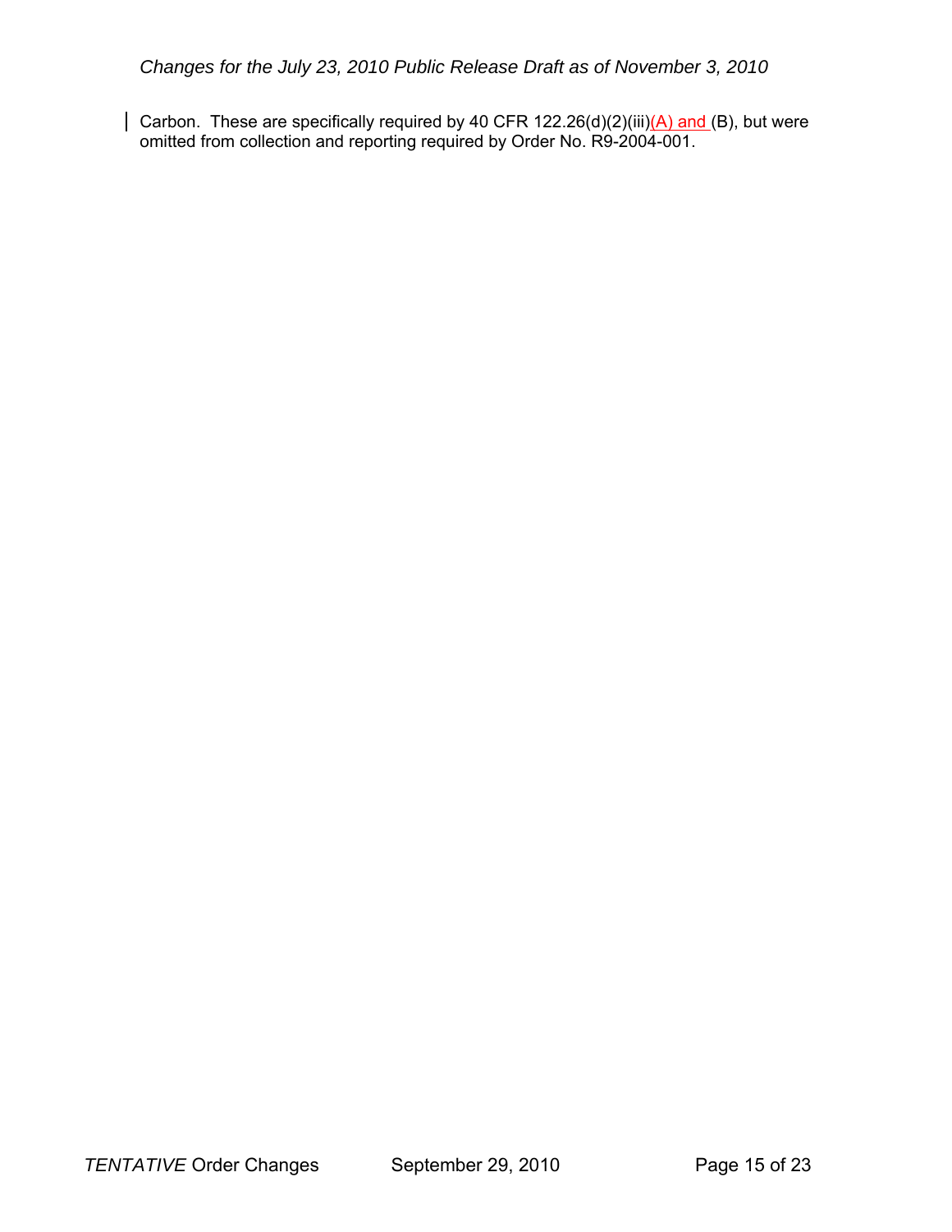Carbon. These are specifically required by 40 CFR 122.26(d)(2)(iii)(A) and (B), but were omitted from collection and reporting required by Order No. R9-2004-001.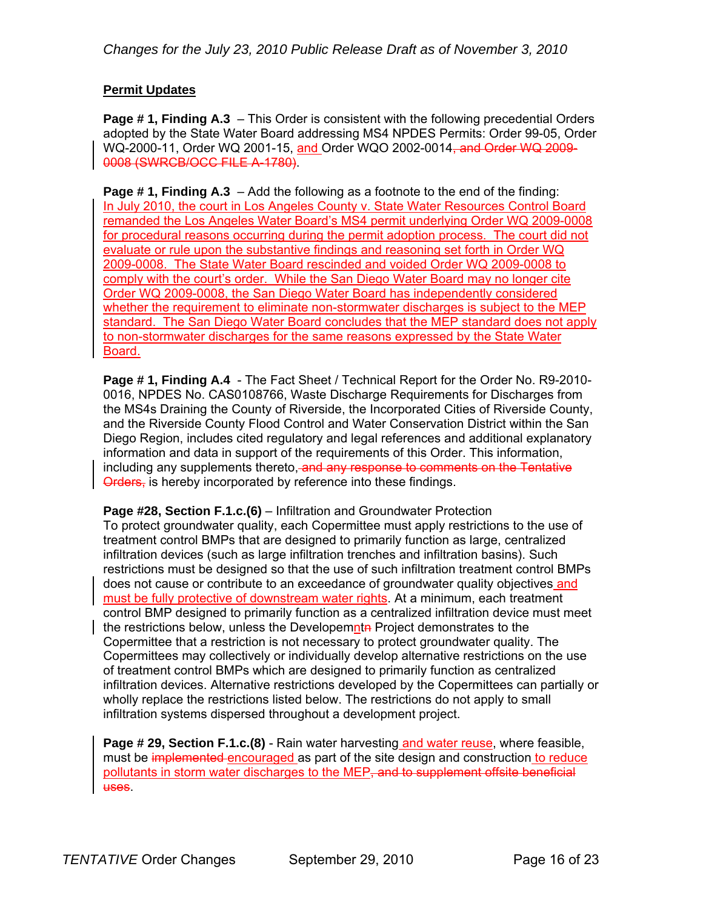*Changes for the July 23, 2010 Public Release Draft as of November 3, 2010*

**Permit Updates**

**Page # 1, Finding A.3** – This Order is consistent with the following precedential Orders adopted by the State Water Board addressing MS4 NPDES Permits: Order 99-05, Order WQ-2000-11, Order WQ 2001-15, and Order WQO 2002-0014~~, and Order WQ 2009-0008 (SWRCB/OCC FILE A-1780)~~.

**Page # 1, Finding A.3** – Add the following as a footnote to the end of the finding:
In July 2010, the court in Los Angeles County v. State Water Resources Control Board remanded the Los Angeles Water Board's MS4 permit underlying Order WQ 2009-0008 for procedural reasons occurring during the permit adoption process. The court did not evaluate or rule upon the substantive findings and reasoning set forth in Order WQ 2009-0008. The State Water Board rescinded and voided Order WQ 2009-0008 to comply with the court's order. While the San Diego Water Board may no longer cite Order WQ 2009-0008, the San Diego Water Board has independently considered whether the requirement to eliminate non-stormwater discharges is subject to the MEP standard. The San Diego Water Board concludes that the MEP standard does not apply to non-stormwater discharges for the same reasons expressed by the State Water Board.

**Page # 1, Finding A.4** - The Fact Sheet / Technical Report for the Order No. R9-2010-0016, NPDES No. CAS0108766, Waste Discharge Requirements for Discharges from the MS4s Draining the County of Riverside, the Incorporated Cities of Riverside County, and the Riverside County Flood Control and Water Conservation District within the San Diego Region, includes cited regulatory and legal references and additional explanatory information and data in support of the requirements of this Order. This information, including any supplements thereto,~~ and any response to comments on the Tentative Orders,~~ is hereby incorporated by reference into these findings.

**Page #28, Section F.1.c.(6)** – Infiltration and Groundwater Protection
To protect groundwater quality, each Copermittee must apply restrictions to the use of treatment control BMPs that are designed to primarily function as large, centralized infiltration devices (such as large infiltration trenches and infiltration basins). Such restrictions must be designed so that the use of such infiltration treatment control BMPs does not cause or contribute to an exceedance of groundwater quality objectives and must be fully protective of downstream water rights. At a minimum, each treatment control BMP designed to primarily function as a centralized infiltration device must meet the restrictions below, unless the Developemnt~~n~~ Project demonstrates to the Copermittee that a restriction is not necessary to protect groundwater quality. The Copermittees may collectively or individually develop alternative restrictions on the use of treatment control BMPs which are designed to primarily function as centralized infiltration devices. Alternative restrictions developed by the Copermittees can partially or wholly replace the restrictions listed below. The restrictions do not apply to small infiltration systems dispersed throughout a development project.

**Page # 29, Section F.1.c.(8)** - Rain water harvesting and water reuse, where feasible, must be ~~implemented~~ encouraged as part of the site design and construction to reduce pollutants in storm water discharges to the MEP~~, and to supplement offsite beneficial uses~~.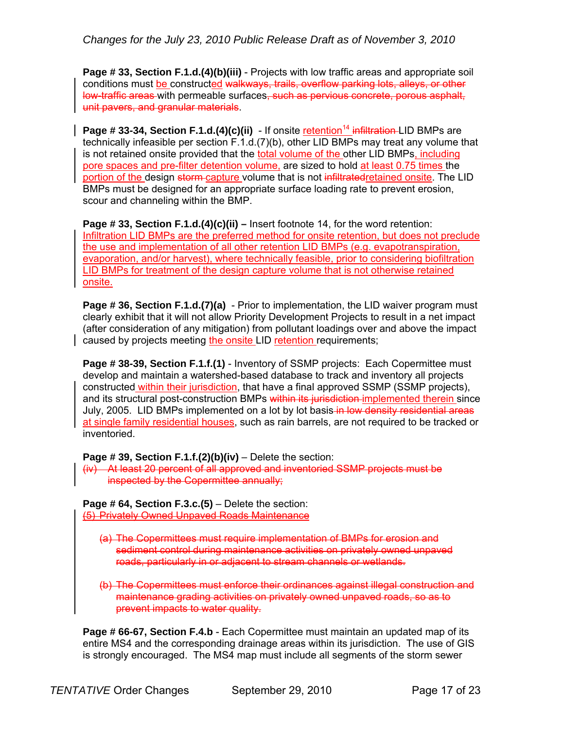**Page # 33, Section F.1.d.(4)(b)(iii)** - Projects with low traffic areas and appropriate soil conditions must <u>be</u> construct<u>ed</u> ~~walkways, trails, overflow parking lots, alleys, or other low-traffic areas~~ with permeable surfaces~~, such as pervious concrete, porous asphalt, unit pavers, and granular materials~~.

**Page # 33-34, Section F.1.d.(4)(c)(ii)** - If onsite <u>retention</u>[14] ~~infiltration~~ LID BMPs are technically infeasible per section F.1.d.(7)(b), other LID BMPs may treat any volume that is not retained onsite provided that the <u>total volume of the</u> other LID BMPs<u>, including pore spaces and pre-filter detention volume,</u> are sized to hold <u>at least 0.75 times</u> the <u>portion of the</u> design ~~storm~~ <u>capture</u> volume that is not ~~infiltrated~~<u>retained onsite</u>. The LID BMPs must be designed for an appropriate surface loading rate to prevent erosion, scour and channeling within the BMP.

**Page # 33, Section F.1.d.(4)(c)(ii) –** Insert footnote 14, for the word retention: <u>Infiltration LID BMPs are the preferred method for onsite retention, but does not preclude the use and implementation of all other retention LID BMPs (e.g. evapotranspiration, evaporation, and/or harvest), where technically feasible, prior to considering biofiltration LID BMPs for treatment of the design capture volume that is not otherwise retained onsite.</u>

**Page # 36, Section F.1.d.(7)(a)** - Prior to implementation, the LID waiver program must clearly exhibit that it will not allow Priority Development Projects to result in a net impact (after consideration of any mitigation) from pollutant loadings over and above the impact caused by projects meeting <u>the onsite</u> LID <u>retention</u> requirements;

**Page # 38-39, Section F.1.f.(1)** - Inventory of SSMP projects: Each Copermittee must develop and maintain a watershed-based database to track and inventory all projects constructed <u>within their jurisdiction</u>, that have a final approved SSMP (SSMP projects), and its structural post-construction BMPs ~~within its jurisdiction~~ <u>implemented therein</u> since July, 2005. LID BMPs implemented on a lot by lot basis ~~in low density residential areas~~ <u>at single family residential houses</u>, such as rain barrels, are not required to be tracked or inventoried.

**Page # 39, Section F.1.f.(2)(b)(iv)** – Delete the section:

~~(iv) At least 20 percent of all approved and inventoried SSMP projects must be inspected by the Copermittee annually;~~

**Page # 64, Section F.3.c.(5)** – Delete the section:

~~(5) Privately Owned Unpaved Roads Maintenance~~

~~(a) The Copermittees must require implementation of BMPs for erosion and sediment control during maintenance activities on privately owned unpaved roads, particularly in or adjacent to stream channels or wetlands.~~

~~(b) The Copermittees must enforce their ordinances against illegal construction and maintenance grading activities on privately owned unpaved roads, so as to prevent impacts to water quality.~~

**Page # 66-67, Section F.4.b** - Each Copermittee must maintain an updated map of its entire MS4 and the corresponding drainage areas within its jurisdiction. The use of GIS is strongly encouraged. The MS4 map must include all segments of the storm sewer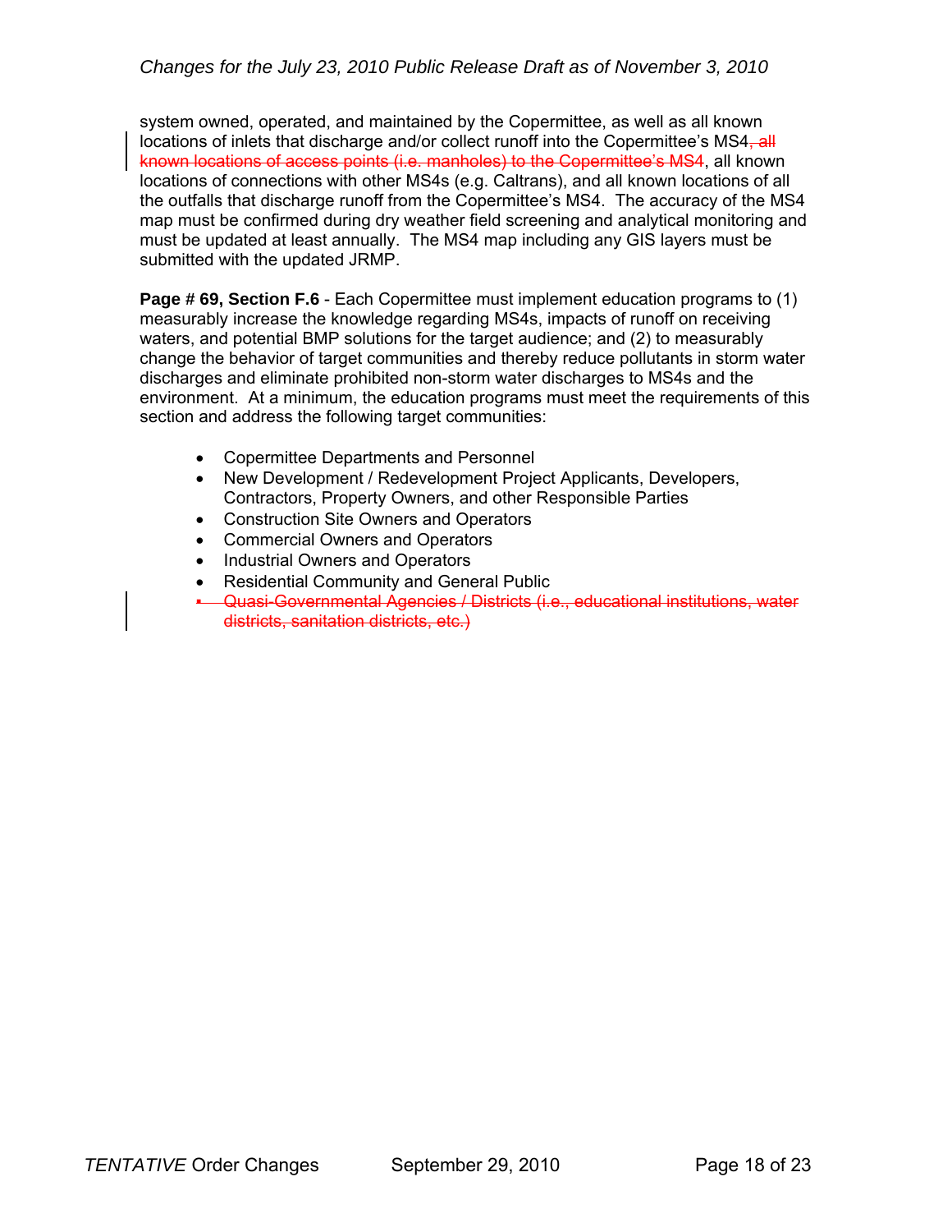system owned, operated, and maintained by the Copermittee, as well as all known locations of inlets that discharge and/or collect runoff into the Copermittee's MS4~~, all known locations of access points (i.e. manholes) to the Copermittee's MS4~~, all known locations of connections with other MS4s (e.g. Caltrans), and all known locations of all the outfalls that discharge runoff from the Copermittee's MS4. The accuracy of the MS4 map must be confirmed during dry weather field screening and analytical monitoring and must be updated at least annually. The MS4 map including any GIS layers must be submitted with the updated JRMP.

**Page # 69, Section F.6** - Each Copermittee must implement education programs to (1) measurably increase the knowledge regarding MS4s, impacts of runoff on receiving waters, and potential BMP solutions for the target audience; and (2) to measurably change the behavior of target communities and thereby reduce pollutants in storm water discharges and eliminate prohibited non-storm water discharges to MS4s and the environment. At a minimum, the education programs must meet the requirements of this section and address the following target communities:

- Copermittee Departments and Personnel
- New Development / Redevelopment Project Applicants, Developers, Contractors, Property Owners, and other Responsible Parties
- Construction Site Owners and Operators
- Commercial Owners and Operators
- Industrial Owners and Operators
- Residential Community and General Public
- ~~Quasi-Governmental Agencies / Districts (i.e., educational institutions, water districts, sanitation districts, etc.)~~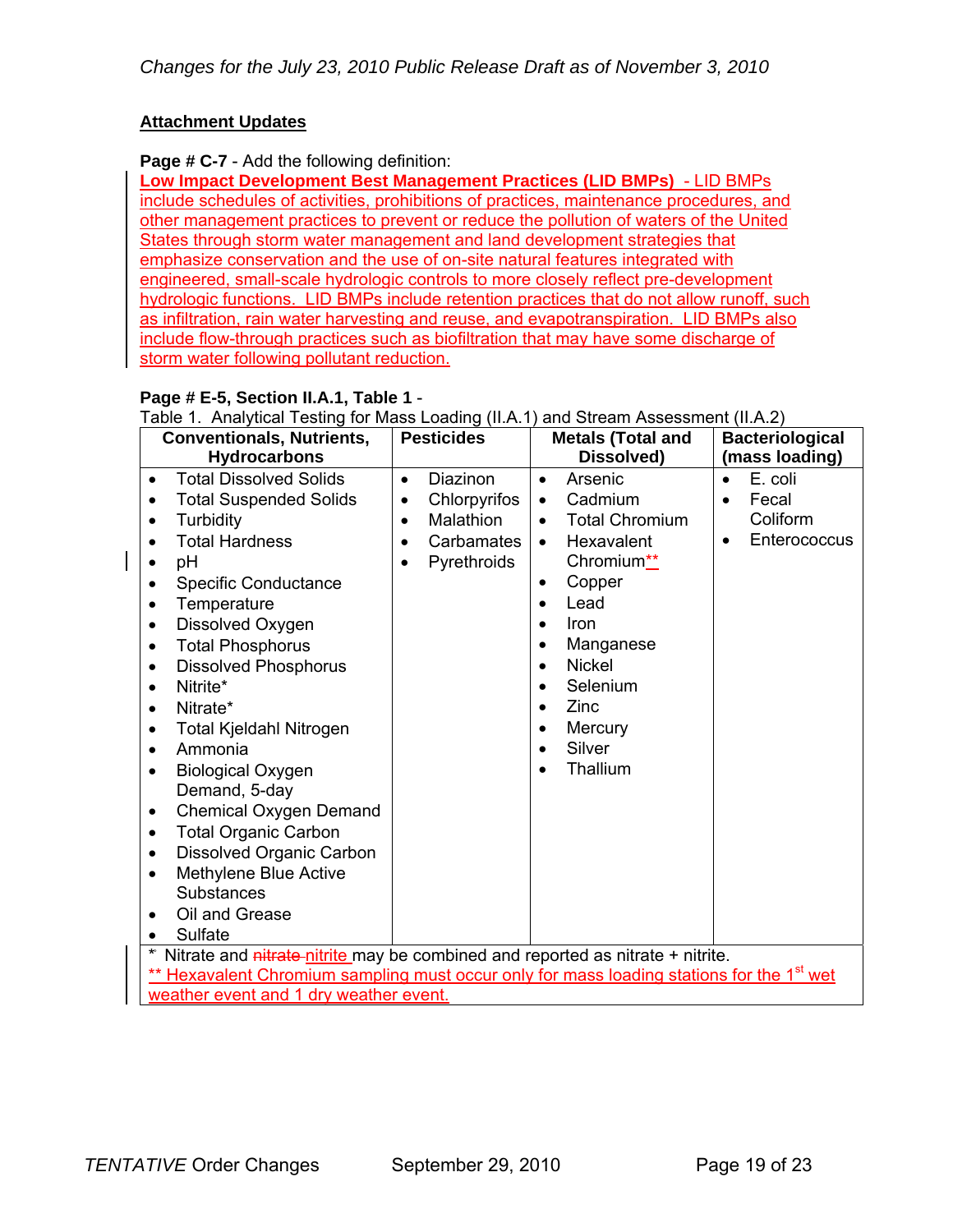*Changes for the July 23, 2010 Public Release Draft as of November 3, 2010*

**Attachment Updates**

**Page # C-7** - Add the following definition:

**Low Impact Development Best Management Practices (LID BMPs)** - LID BMPs include schedules of activities, prohibitions of practices, maintenance procedures, and other management practices to prevent or reduce the pollution of waters of the United States through storm water management and land development strategies that emphasize conservation and the use of on-site natural features integrated with engineered, small-scale hydrologic controls to more closely reflect pre-development hydrologic functions. LID BMPs include retention practices that do not allow runoff, such as infiltration, rain water harvesting and reuse, and evapotranspiration. LID BMPs also include flow-through practices such as biofiltration that may have some discharge of storm water following pollutant reduction.

**Page # E-5, Section II.A.1, Table 1** -

Table 1. Analytical Testing for Mass Loading (II.A.1) and Stream Assessment (II.A.2)

| Conventionals, Nutrients, Hydrocarbons | Pesticides | Metals (Total and Dissolved) | Bacteriological (mass loading) |
|---|---|---|---|
| • Total Dissolved Solids<br>• Total Suspended Solids<br>• Turbidity<br>• Total Hardness<br>• pH<br>• Specific Conductance<br>• Temperature<br>• Dissolved Oxygen<br>• Total Phosphorus<br>• Dissolved Phosphorus<br>• Nitrite*<br>• Nitrate*<br>• Total Kjeldahl Nitrogen<br>• Ammonia<br>• Biological Oxygen Demand, 5-day<br>• Chemical Oxygen Demand<br>• Total Organic Carbon<br>• Dissolved Organic Carbon<br>• Methylene Blue Active Substances<br>• Oil and Grease<br>• Sulfate | • Diazinon<br>• Chlorpyrifos<br>• Malathion<br>• Carbamates<br>• Pyrethroids | • Arsenic<br>• Cadmium<br>• Total Chromium<br>• Hexavalent Chromium**<br>• Copper<br>• Lead<br>• Iron<br>• Manganese<br>• Nickel<br>• Selenium<br>• Zinc<br>• Mercury<br>• Silver<br>• Thallium | • E. coli<br>• Fecal Coliform<br>• Enterococcus |

\* Nitrate and ~~nitrate~~ nitrite may be combined and reported as nitrate + nitrite.
\** Hexavalent Chromium sampling must occur only for mass loading stations for the 1st wet weather event and 1 dry weather event.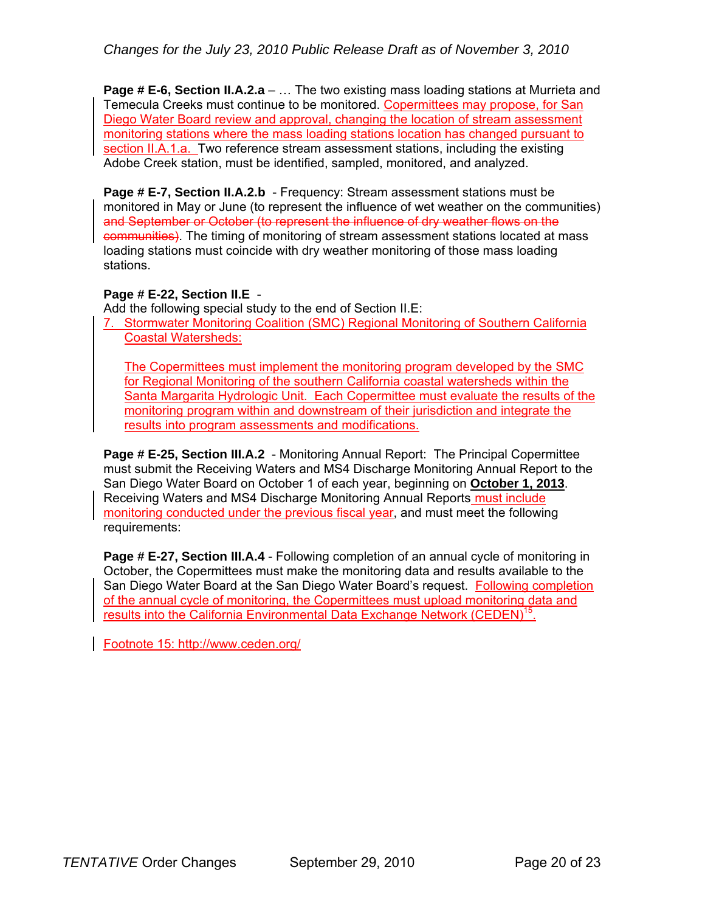*Changes for the July 23, 2010 Public Release Draft as of November 3, 2010*

**Page # E-6, Section II.A.2.a** – … The two existing mass loading stations at Murrieta and Temecula Creeks must continue to be monitored. Copermittees may propose, for San Diego Water Board review and approval, changing the location of stream assessment monitoring stations where the mass loading stations location has changed pursuant to section II.A.1.a. Two reference stream assessment stations, including the existing Adobe Creek station, must be identified, sampled, monitored, and analyzed.

**Page # E-7, Section II.A.2.b** - Frequency: Stream assessment stations must be monitored in May or June (to represent the influence of wet weather on the communities) ~~and September or October (to represent the influence of dry weather flows on the communities)~~. The timing of monitoring of stream assessment stations located at mass loading stations must coincide with dry weather monitoring of those mass loading stations.

**Page # E-22, Section II.E** -

Add the following special study to the end of Section II.E:

7. Stormwater Monitoring Coalition (SMC) Regional Monitoring of Southern California Coastal Watersheds:

   The Copermittees must implement the monitoring program developed by the SMC for Regional Monitoring of the southern California coastal watersheds within the Santa Margarita Hydrologic Unit. Each Copermittee must evaluate the results of the monitoring program within and downstream of their jurisdiction and integrate the results into program assessments and modifications.

**Page # E-25, Section III.A.2** - Monitoring Annual Report: The Principal Copermittee must submit the Receiving Waters and MS4 Discharge Monitoring Annual Report to the San Diego Water Board on October 1 of each year, beginning on **October 1, 2013**. Receiving Waters and MS4 Discharge Monitoring Annual Reports must include monitoring conducted under the previous fiscal year, and must meet the following requirements:

**Page # E-27, Section III.A.4** - Following completion of an annual cycle of monitoring in October, the Copermittees must make the monitoring data and results available to the San Diego Water Board at the San Diego Water Board's request. Following completion of the annual cycle of monitoring, the Copermittees must upload monitoring data and results into the California Environmental Data Exchange Network (CEDEN)[15].

Footnote 15: http://www.ceden.org/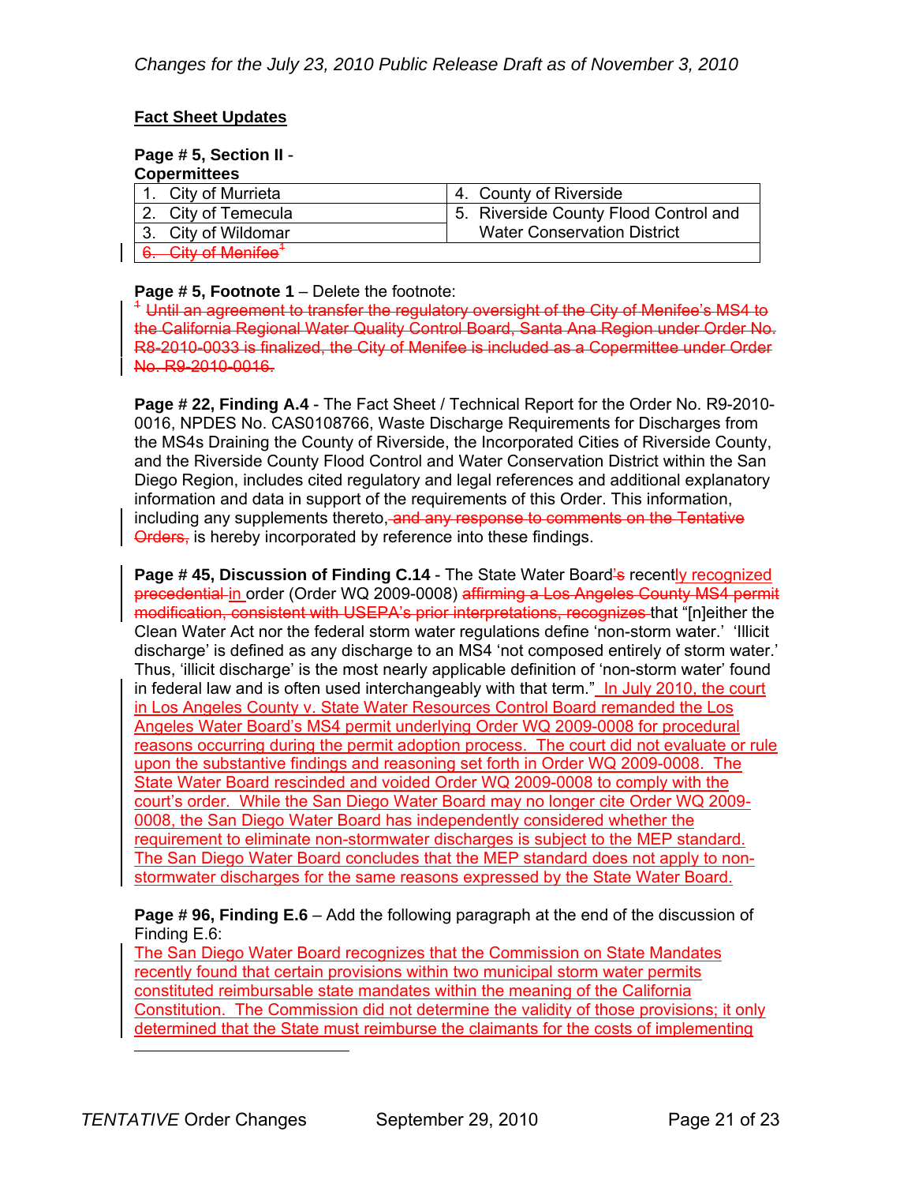*Changes for the July 23, 2010 Public Release Draft as of November 3, 2010*

**Fact Sheet Updates**

**Page # 5, Section II - Copermittees**

| | |
|---|---|
| 1. City of Murrieta | 4. County of Riverside |
| 2. City of Temecula | 5. Riverside County Flood Control and Water Conservation District |
| 3. City of Wildomar | |
| ~~6. City of Menifee[1]~~ | |

**Page # 5, Footnote 1** – Delete the footnote:
~~[1] Until an agreement to transfer the regulatory oversight of the City of Menifee's MS4 to the California Regional Water Quality Control Board, Santa Ana Region under Order No. R8-2010-0033 is finalized, the City of Menifee is included as a Copermittee under Order No. R9-2010-0016.~~

**Page # 22, Finding A.4** - The Fact Sheet / Technical Report for the Order No. R9-2010-0016, NPDES No. CAS0108766, Waste Discharge Requirements for Discharges from the MS4s Draining the County of Riverside, the Incorporated Cities of Riverside County, and the Riverside County Flood Control and Water Conservation District within the San Diego Region, includes cited regulatory and legal references and additional explanatory information and data in support of the requirements of this Order. This information, including any supplements thereto, ~~and any response to comments on the Tentative Orders,~~ is hereby incorporated by reference into these findings.

**Page # 45, Discussion of Finding C.14** - The State Water Board~~'s~~ recent<u>ly recognized</u> ~~precedential~~ <u>in</u> order (Order WQ 2009-0008) ~~affirming a Los Angeles County MS4 permit modification, consistent with USEPA's prior interpretations, recognizes~~ that "[n]either the Clean Water Act nor the federal storm water regulations define 'non-storm water.' 'Illicit discharge' is defined as any discharge to an MS4 'not composed entirely of storm water.' Thus, 'illicit discharge' is the most nearly applicable definition of 'non-storm water' found in federal law and is often used interchangeably with that term." <u>In July 2010, the court in Los Angeles County v. State Water Resources Control Board remanded the Los Angeles Water Board's MS4 permit underlying Order WQ 2009-0008 for procedural reasons occurring during the permit adoption process. The court did not evaluate or rule upon the substantive findings and reasoning set forth in Order WQ 2009-0008. The State Water Board rescinded and voided Order WQ 2009-0008 to comply with the court's order. While the San Diego Water Board may no longer cite Order WQ 2009-0008, the San Diego Water Board has independently considered whether the requirement to eliminate non-stormwater discharges is subject to the MEP standard. The San Diego Water Board concludes that the MEP standard does not apply to non-stormwater discharges for the same reasons expressed by the State Water Board.</u>

**Page # 96, Finding E.6** – Add the following paragraph at the end of the discussion of Finding E.6:
<u>The San Diego Water Board recognizes that the Commission on State Mandates recently found that certain provisions within two municipal storm water permits constituted reimbursable state mandates within the meaning of the California Constitution. The Commission did not determine the validity of those provisions; it only determined that the State must reimburse the claimants for the costs of implementing</u>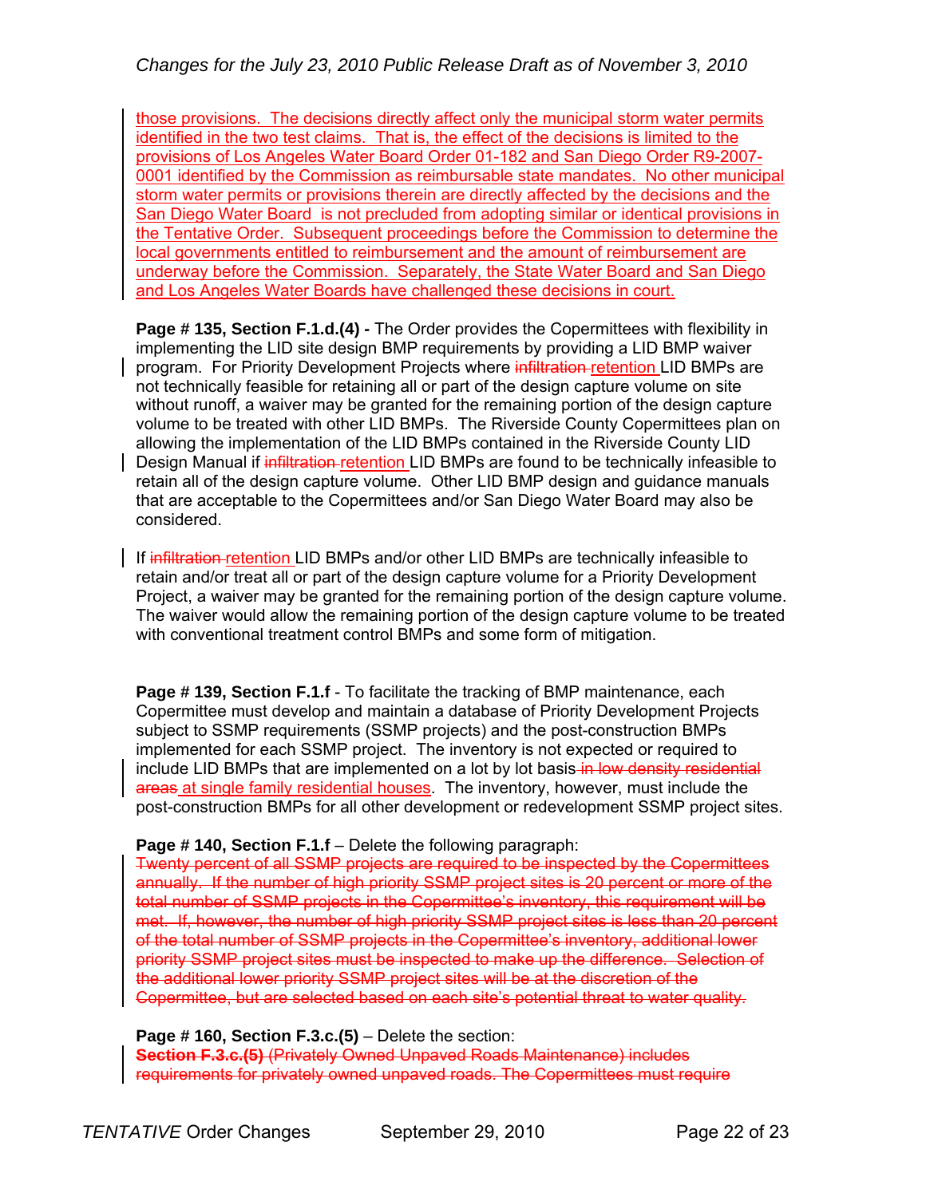those provisions. The decisions directly affect only the municipal storm water permits identified in the two test claims. That is, the effect of the decisions is limited to the provisions of Los Angeles Water Board Order 01-182 and San Diego Order R9-2007-0001 identified by the Commission as reimbursable state mandates. No other municipal storm water permits or provisions therein are directly affected by the decisions and the San Diego Water Board is not precluded from adopting similar or identical provisions in the Tentative Order. Subsequent proceedings before the Commission to determine the local governments entitled to reimbursement and the amount of reimbursement are underway before the Commission. Separately, the State Water Board and San Diego and Los Angeles Water Boards have challenged these decisions in court.

**Page # 135, Section F.1.d.(4) -** The Order provides the Copermittees with flexibility in implementing the LID site design BMP requirements by providing a LID BMP waiver program. For Priority Development Projects where ~~infiltration~~ retention LID BMPs are not technically feasible for retaining all or part of the design capture volume on site without runoff, a waiver may be granted for the remaining portion of the design capture volume to be treated with other LID BMPs. The Riverside County Copermittees plan on allowing the implementation of the LID BMPs contained in the Riverside County LID Design Manual if ~~infiltration~~ retention LID BMPs are found to be technically infeasible to retain all of the design capture volume. Other LID BMP design and guidance manuals that are acceptable to the Copermittees and/or San Diego Water Board may also be considered.

If ~~infiltration~~ retention LID BMPs and/or other LID BMPs are technically infeasible to retain and/or treat all or part of the design capture volume for a Priority Development Project, a waiver may be granted for the remaining portion of the design capture volume. The waiver would allow the remaining portion of the design capture volume to be treated with conventional treatment control BMPs and some form of mitigation.

**Page # 139, Section F.1.f** - To facilitate the tracking of BMP maintenance, each Copermittee must develop and maintain a database of Priority Development Projects subject to SSMP requirements (SSMP projects) and the post-construction BMPs implemented for each SSMP project. The inventory is not expected or required to include LID BMPs that are implemented on a lot by lot basis ~~in low density residential areas~~ at single family residential houses. The inventory, however, must include the post-construction BMPs for all other development or redevelopment SSMP project sites.

**Page # 140, Section F.1.f** – Delete the following paragraph:
~~Twenty percent of all SSMP projects are required to be inspected by the Copermittees annually. If the number of high priority SSMP project sites is 20 percent or more of the total number of SSMP projects in the Copermittee's inventory, this requirement will be met. If, however, the number of high priority SSMP project sites is less than 20 percent of the total number of SSMP projects in the Copermittee's inventory, additional lower priority SSMP project sites must be inspected to make up the difference. Selection of the additional lower priority SSMP project sites will be at the discretion of the Copermittee, but are selected based on each site's potential threat to water quality.~~

**Page # 160, Section F.3.c.(5)** – Delete the section:
~~**Section F.3.c.(5)** (Privately Owned Unpaved Roads Maintenance) includes requirements for privately owned unpaved roads. The Copermittees must require~~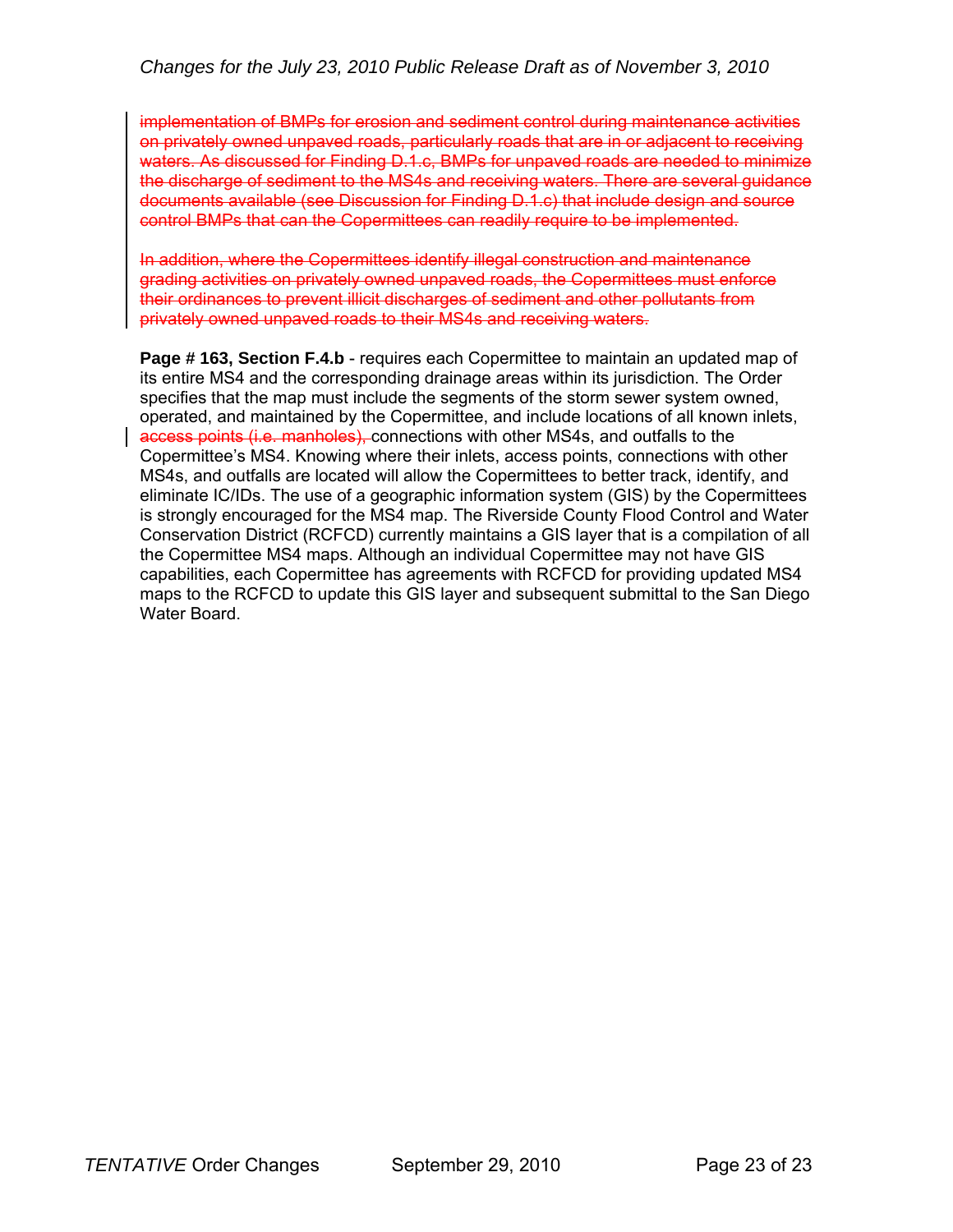~~implementation of BMPs for erosion and sediment control during maintenance activities on privately owned unpaved roads, particularly roads that are in or adjacent to receiving waters. As discussed for Finding D.1.c, BMPs for unpaved roads are needed to minimize the discharge of sediment to the MS4s and receiving waters. There are several guidance documents available (see Discussion for Finding D.1.c) that include design and source control BMPs that can the Copermittees can readily require to be implemented.~~

~~In addition, where the Copermittees identify illegal construction and maintenance grading activities on privately owned unpaved roads, the Copermittees must enforce their ordinances to prevent illicit discharges of sediment and other pollutants from privately owned unpaved roads to their MS4s and receiving waters.~~

**Page # 163, Section F.4.b** - requires each Copermittee to maintain an updated map of its entire MS4 and the corresponding drainage areas within its jurisdiction. The Order specifies that the map must include the segments of the storm sewer system owned, operated, and maintained by the Copermittee, and include locations of all known inlets, ~~access points (i.e. manholes),~~ connections with other MS4s, and outfalls to the Copermittee's MS4. Knowing where their inlets, access points, connections with other MS4s, and outfalls are located will allow the Copermittees to better track, identify, and eliminate IC/IDs. The use of a geographic information system (GIS) by the Copermittees is strongly encouraged for the MS4 map. The Riverside County Flood Control and Water Conservation District (RCFCD) currently maintains a GIS layer that is a compilation of all the Copermittee MS4 maps. Although an individual Copermittee may not have GIS capabilities, each Copermittee has agreements with RCFCD for providing updated MS4 maps to the RCFCD to update this GIS layer and subsequent submittal to the San Diego Water Board.